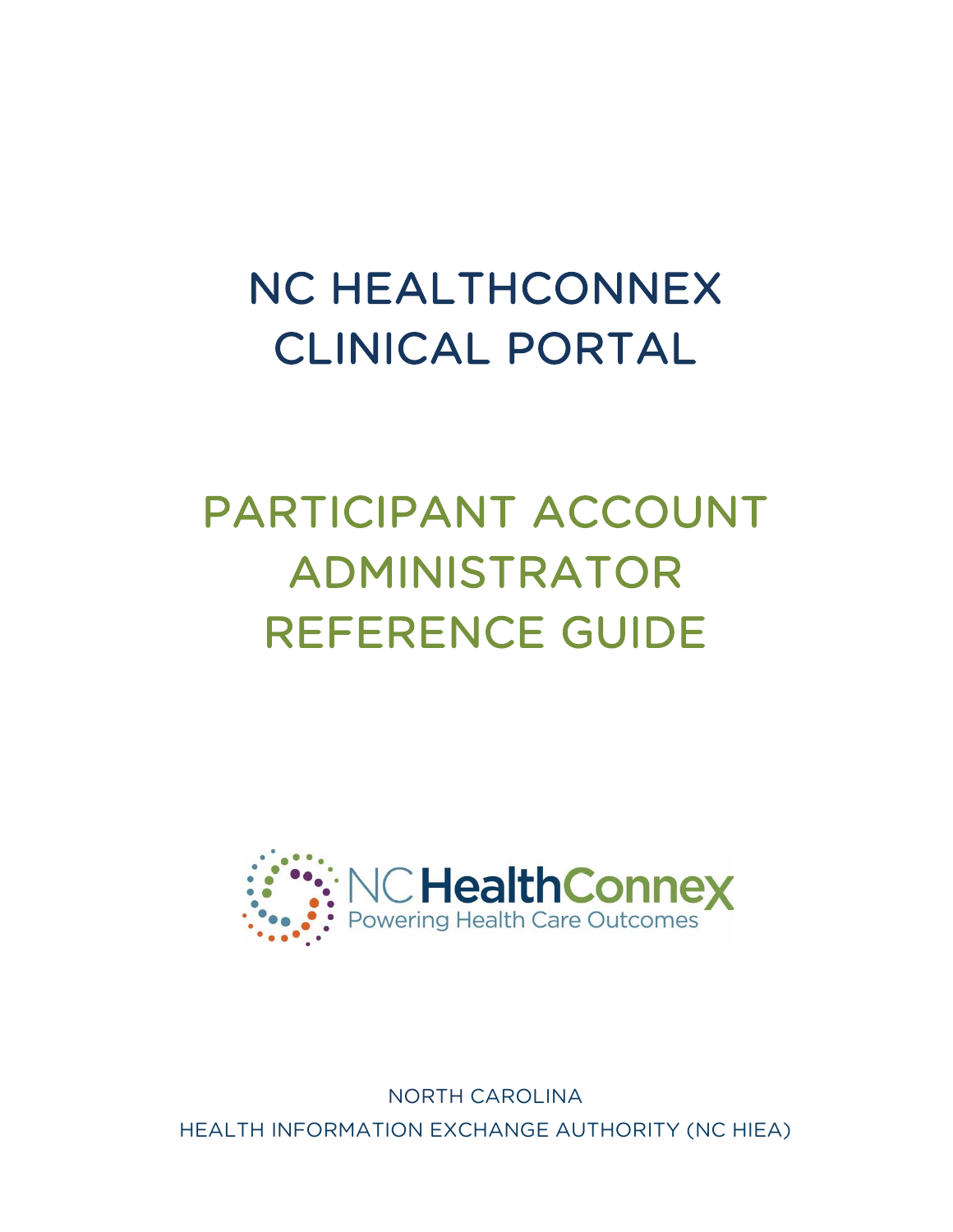# NC HEALTHCONNEX CLINICAL PORTAL

## PARTICIPANT ACCOUNT ADMINISTRATOR REFERENCE GUIDE

NC HealthConnex
Powering Health Care Outcomes

NORTH CAROLINA
HEALTH INFORMATION EXCHANGE AUTHORITY (NC HIEA)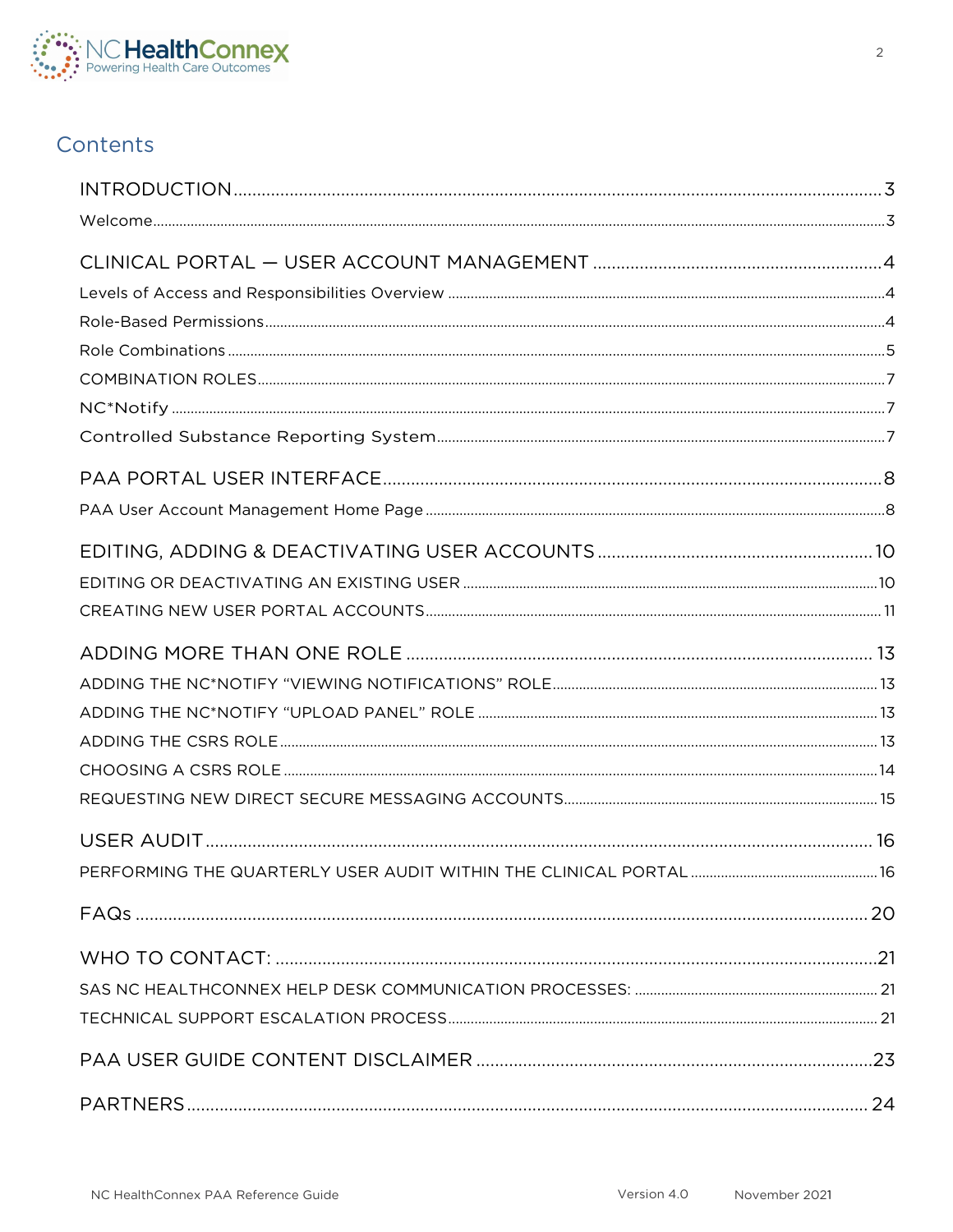# Contents

- INTRODUCTION ..... 3
  - Welcome ..... 3
- CLINICAL PORTAL — USER ACCOUNT MANAGEMENT ..... 4
  - Levels of Access and Responsibilities Overview ..... 4
  - Role-Based Permissions ..... 4
  - Role Combinations ..... 5
  - COMBINATION ROLES ..... 7
  - NC*Notify ..... 7
  - Controlled Substance Reporting System ..... 7
- PAA PORTAL USER INTERFACE ..... 8
  - PAA User Account Management Home Page ..... 8
- EDITING, ADDING & DEACTIVATING USER ACCOUNTS ..... 10
  - EDITING OR DEACTIVATING AN EXISTING USER ..... 10
  - CREATING NEW USER PORTAL ACCOUNTS ..... 11
- ADDING MORE THAN ONE ROLE ..... 13
  - ADDING THE NC*NOTIFY "VIEWING NOTIFICATIONS" ROLE ..... 13
  - ADDING THE NC*NOTIFY "UPLOAD PANEL" ROLE ..... 13
  - ADDING THE CSRS ROLE ..... 13
  - CHOOSING A CSRS ROLE ..... 14
  - REQUESTING NEW DIRECT SECURE MESSAGING ACCOUNTS ..... 15
- USER AUDIT ..... 16
  - PERFORMING THE QUARTERLY USER AUDIT WITHIN THE CLINICAL PORTAL ..... 16
- FAQs ..... 20
- WHO TO CONTACT: ..... 21
  - SAS NC HEALTHCONNEX HELP DESK COMMUNICATION PROCESSES: ..... 21
  - TECHNICAL SUPPORT ESCALATION PROCESS ..... 21
- PAA USER GUIDE CONTENT DISCLAIMER ..... 23
- PARTNERS ..... 24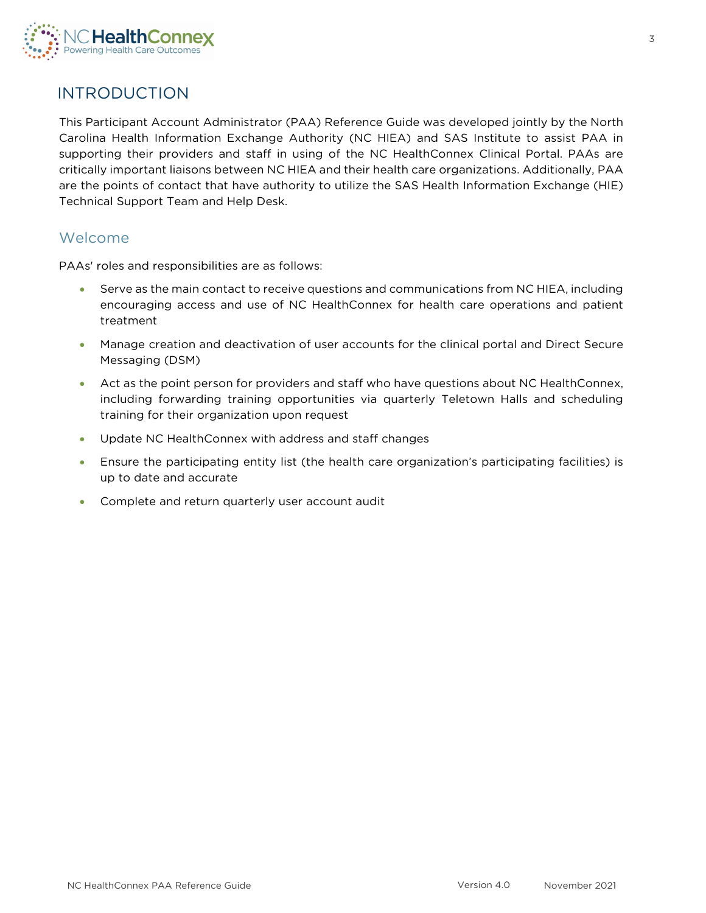# INTRODUCTION

This Participant Account Administrator (PAA) Reference Guide was developed jointly by the North Carolina Health Information Exchange Authority (NC HIEA) and SAS Institute to assist PAA in supporting their providers and staff in using of the NC HealthConnex Clinical Portal. PAAs are critically important liaisons between NC HIEA and their health care organizations. Additionally, PAA are the points of contact that have authority to utilize the SAS Health Information Exchange (HIE) Technical Support Team and Help Desk.

## Welcome

PAAs' roles and responsibilities are as follows:

- Serve as the main contact to receive questions and communications from NC HIEA, including encouraging access and use of NC HealthConnex for health care operations and patient treatment
- Manage creation and deactivation of user accounts for the clinical portal and Direct Secure Messaging (DSM)
- Act as the point person for providers and staff who have questions about NC HealthConnex, including forwarding training opportunities via quarterly Teletown Halls and scheduling training for their organization upon request
- Update NC HealthConnex with address and staff changes
- Ensure the participating entity list (the health care organization's participating facilities) is up to date and accurate
- Complete and return quarterly user account audit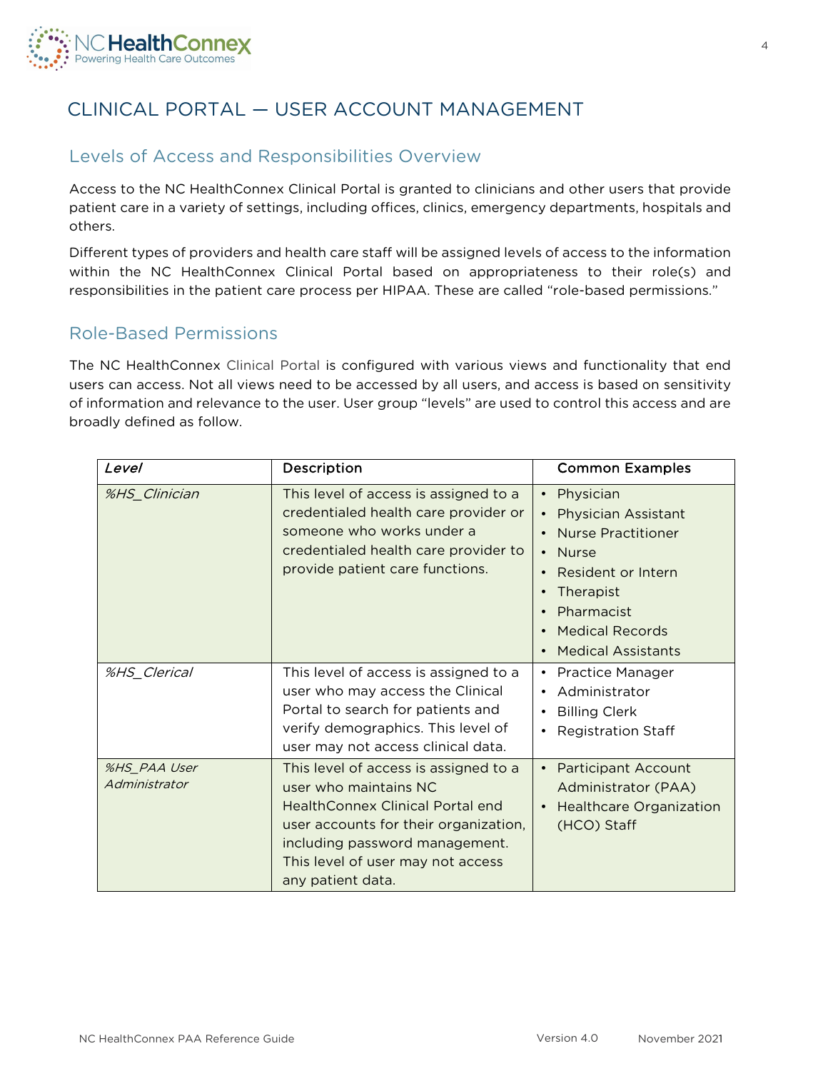# CLINICAL PORTAL — USER ACCOUNT MANAGEMENT

## Levels of Access and Responsibilities Overview

Access to the NC HealthConnex Clinical Portal is granted to clinicians and other users that provide patient care in a variety of settings, including offices, clinics, emergency departments, hospitals and others.

Different types of providers and health care staff will be assigned levels of access to the information within the NC HealthConnex Clinical Portal based on appropriateness to their role(s) and responsibilities in the patient care process per HIPAA. These are called "role-based permissions."

## Role-Based Permissions

The NC HealthConnex Clinical Portal is configured with various views and functionality that end users can access. Not all views need to be accessed by all users, and access is based on sensitivity of information and relevance to the user. User group "levels" are used to control this access and are broadly defined as follow.

| *Level* | Description | Common Examples |
|---|---|---|
| *%HS_Clinician* | This level of access is assigned to a credentialed health care provider or someone who works under a credentialed health care provider to provide patient care functions. | • Physician<br>• Physician Assistant<br>• Nurse Practitioner<br>• Nurse<br>• Resident or Intern<br>• Therapist<br>• Pharmacist<br>• Medical Records<br>• Medical Assistants |
| *%HS_Clerical* | This level of access is assigned to a user who may access the Clinical Portal to search for patients and verify demographics. This level of user may not access clinical data. | • Practice Manager<br>• Administrator<br>• Billing Clerk<br>• Registration Staff |
| *%HS_PAA User Administrator* | This level of access is assigned to a user who maintains NC HealthConnex Clinical Portal end user accounts for their organization, including password management. This level of user may not access any patient data. | • Participant Account Administrator (PAA)<br>• Healthcare Organization (HCO) Staff |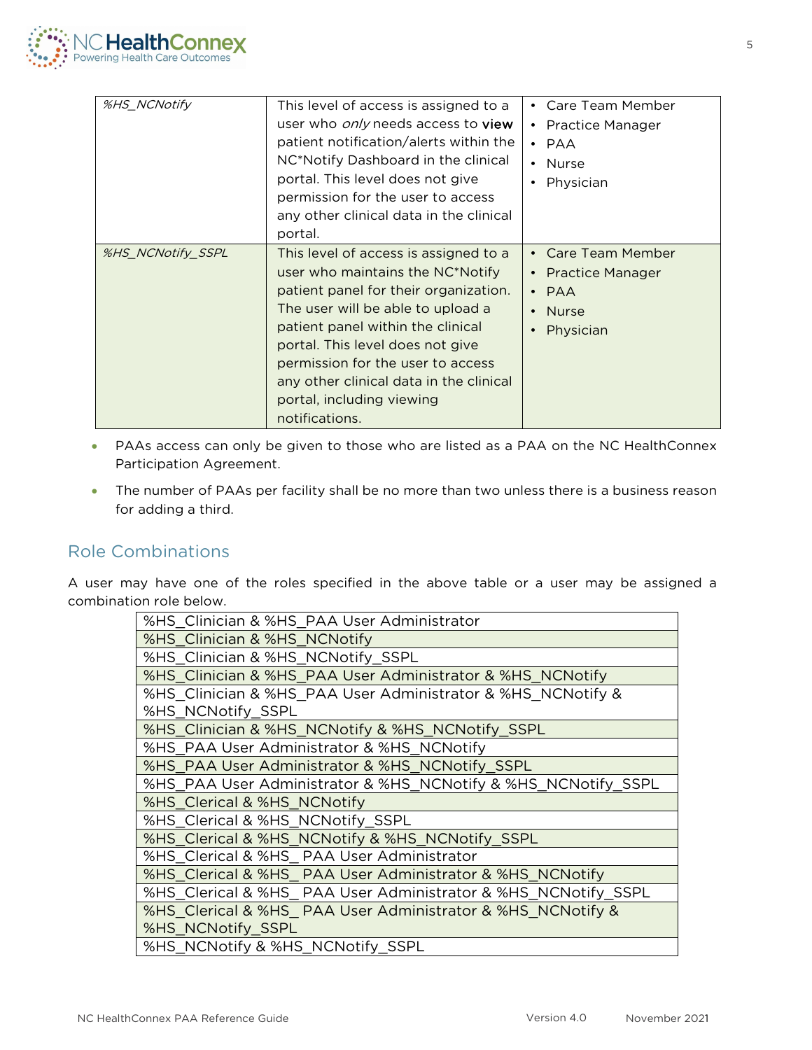| | | |
|---|---|---|
| *%HS_NCNotify* | This level of access is assigned to a user who *only* needs access to **view** patient notification/alerts within the NC*Notify Dashboard in the clinical portal. This level does not give permission for the user to access any other clinical data in the clinical portal. | • Care Team Member<br>• Practice Manager<br>• PAA<br>• Nurse<br>• Physician |
| *%HS_NCNotify_SSPL* | This level of access is assigned to a user who maintains the NC*Notify patient panel for their organization. The user will be able to upload a patient panel within the clinical portal. This level does not give permission for the user to access any other clinical data in the clinical portal, including viewing notifications. | • Care Team Member<br>• Practice Manager<br>• PAA<br>• Nurse<br>• Physician |

- PAAs access can only be given to those who are listed as a PAA on the NC HealthConnex Participation Agreement.
- The number of PAAs per facility shall be no more than two unless there is a business reason for adding a third.

## Role Combinations

A user may have one of the roles specified in the above table or a user may be assigned a combination role below.

| |
|---|
| %HS_Clinician & %HS_PAA User Administrator |
| %HS_Clinician & %HS_NCNotify |
| %HS_Clinician & %HS_NCNotify_SSPL |
| %HS_Clinician & %HS_PAA User Administrator & %HS_NCNotify |
| %HS_Clinician & %HS_PAA User Administrator & %HS_NCNotify & %HS_NCNotify_SSPL |
| %HS_Clinician & %HS_NCNotify & %HS_NCNotify_SSPL |
| %HS_PAA User Administrator & %HS_NCNotify |
| %HS_PAA User Administrator & %HS_NCNotify_SSPL |
| %HS_PAA User Administrator & %HS_NCNotify & %HS_NCNotify_SSPL |
| %HS_Clerical & %HS_NCNotify |
| %HS_Clerical & %HS_NCNotify_SSPL |
| %HS_Clerical & %HS_NCNotify & %HS_NCNotify_SSPL |
| %HS_Clerical & %HS_ PAA User Administrator |
| %HS_Clerical & %HS_ PAA User Administrator & %HS_NCNotify |
| %HS_Clerical & %HS_ PAA User Administrator & %HS_NCNotify_SSPL |
| %HS_Clerical & %HS_ PAA User Administrator & %HS_NCNotify & %HS_NCNotify_SSPL |
| %HS_NCNotify & %HS_NCNotify_SSPL |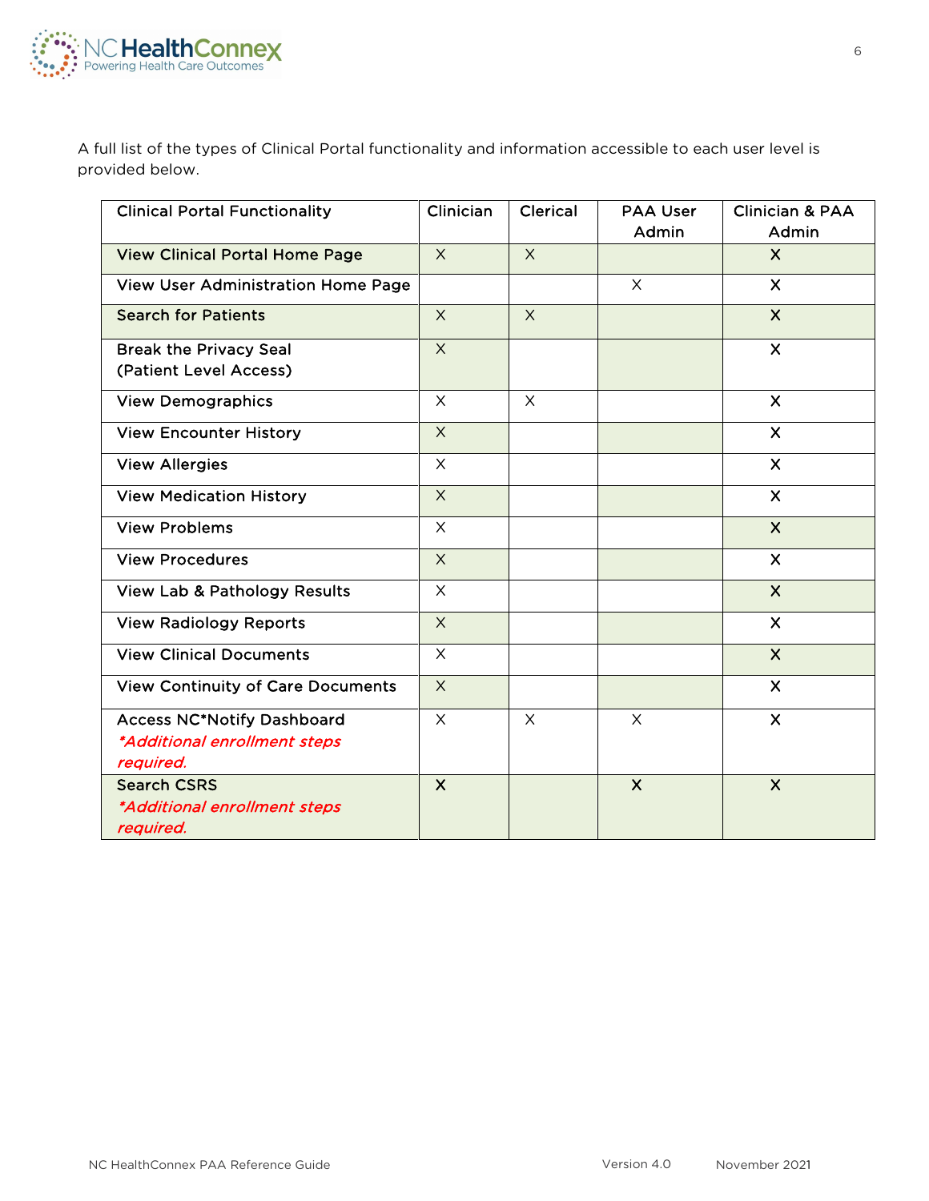A full list of the types of Clinical Portal functionality and information accessible to each user level is provided below.

| Clinical Portal Functionality | Clinician | Clerical | PAA User Admin | Clinician & PAA Admin |
|---|---|---|---|---|
| View Clinical Portal Home Page | X | X | | X |
| View User Administration Home Page | | | X | X |
| Search for Patients | X | X | | X |
| Break the Privacy Seal (Patient Level Access) | X | | | X |
| View Demographics | X | X | | X |
| View Encounter History | X | | | X |
| View Allergies | X | | | X |
| View Medication History | X | | | X |
| View Problems | X | | | X |
| View Procedures | X | | | X |
| View Lab & Pathology Results | X | | | X |
| View Radiology Reports | X | | | X |
| View Clinical Documents | X | | | X |
| View Continuity of Care Documents | X | | | X |
| Access NC*Notify Dashboard *\*Additional enrollment steps required.* | X | X | X | X |
| Search CSRS *\*Additional enrollment steps required.* | X | | X | X |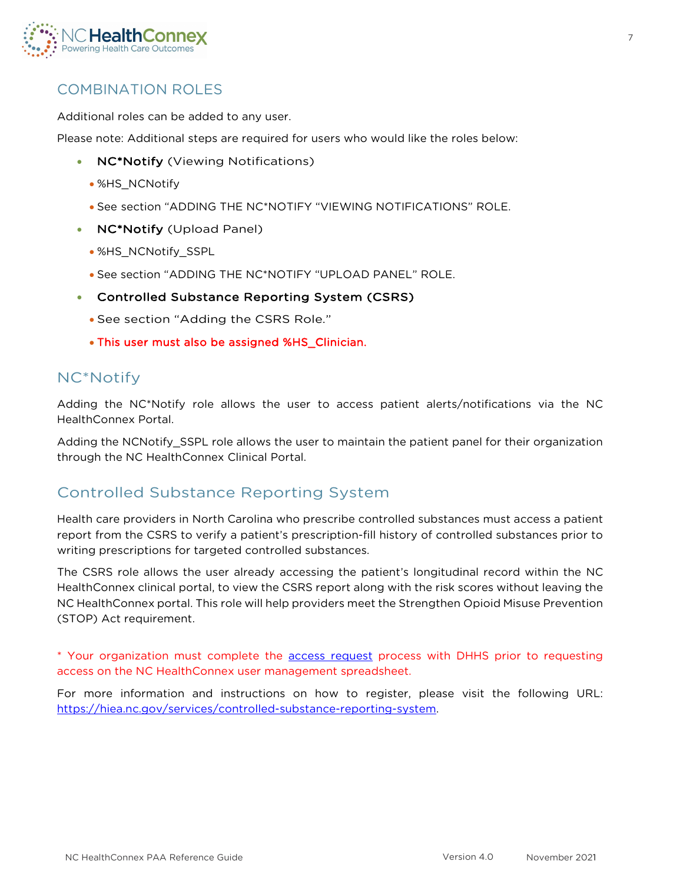## COMBINATION ROLES

Additional roles can be added to any user.

Please note: Additional steps are required for users who would like the roles below:

- **NC*Notify** (Viewing Notifications)
  - %HS_NCNotify
  - See section "ADDING THE NC*NOTIFY "VIEWING NOTIFICATIONS" ROLE.
- **NC*Notify** (Upload Panel)
  - %HS_NCNotify_SSPL
  - See section "ADDING THE NC*NOTIFY "UPLOAD PANEL" ROLE.
- **Controlled Substance Reporting System (CSRS)**
  - See section "Adding the CSRS Role."
  - This user must also be assigned %HS_Clinician.

## NC*Notify

Adding the NC*Notify role allows the user to access patient alerts/notifications via the NC HealthConnex Portal.

Adding the NCNotify_SSPL role allows the user to maintain the patient panel for their organization through the NC HealthConnex Clinical Portal.

## Controlled Substance Reporting System

Health care providers in North Carolina who prescribe controlled substances must access a patient report from the CSRS to verify a patient's prescription-fill history of controlled substances prior to writing prescriptions for targeted controlled substances.

The CSRS role allows the user already accessing the patient's longitudinal record within the NC HealthConnex clinical portal, to view the CSRS report along with the risk scores without leaving the NC HealthConnex portal. This role will help providers meet the Strengthen Opioid Misuse Prevention (STOP) Act requirement.

* Your organization must complete the access request process with DHHS prior to requesting access on the NC HealthConnex user management spreadsheet.

For more information and instructions on how to register, please visit the following URL: https://hiea.nc.gov/services/controlled-substance-reporting-system.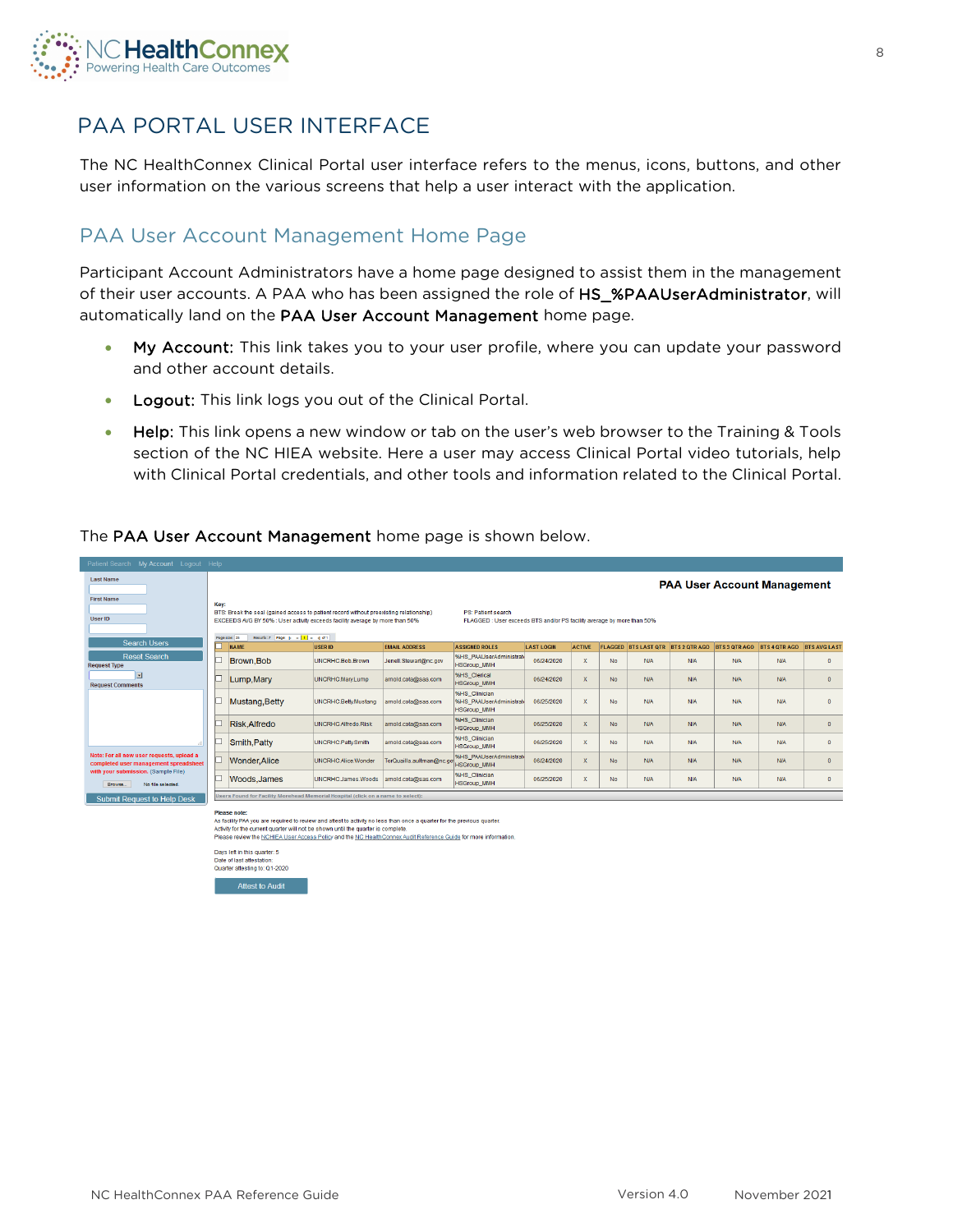# PAA PORTAL USER INTERFACE

The NC HealthConnex Clinical Portal user interface refers to the menus, icons, buttons, and other user information on the various screens that help a user interact with the application.

## PAA User Account Management Home Page

Participant Account Administrators have a home page designed to assist them in the management of their user accounts. A PAA who has been assigned the role of **HS_%PAAUserAdministrator**, will automatically land on the **PAA User Account Management** home page.

- **My Account:** This link takes you to your user profile, where you can update your password and other account details.
- **Logout:** This link logs you out of the Clinical Portal.
- **Help:** This link opens a new window or tab on the user's web browser to the Training & Tools section of the NC HIEA website. Here a user may access Clinical Portal video tutorials, help with Clinical Portal credentials, and other tools and information related to the Clinical Portal.

The **PAA User Account Management** home page is shown below.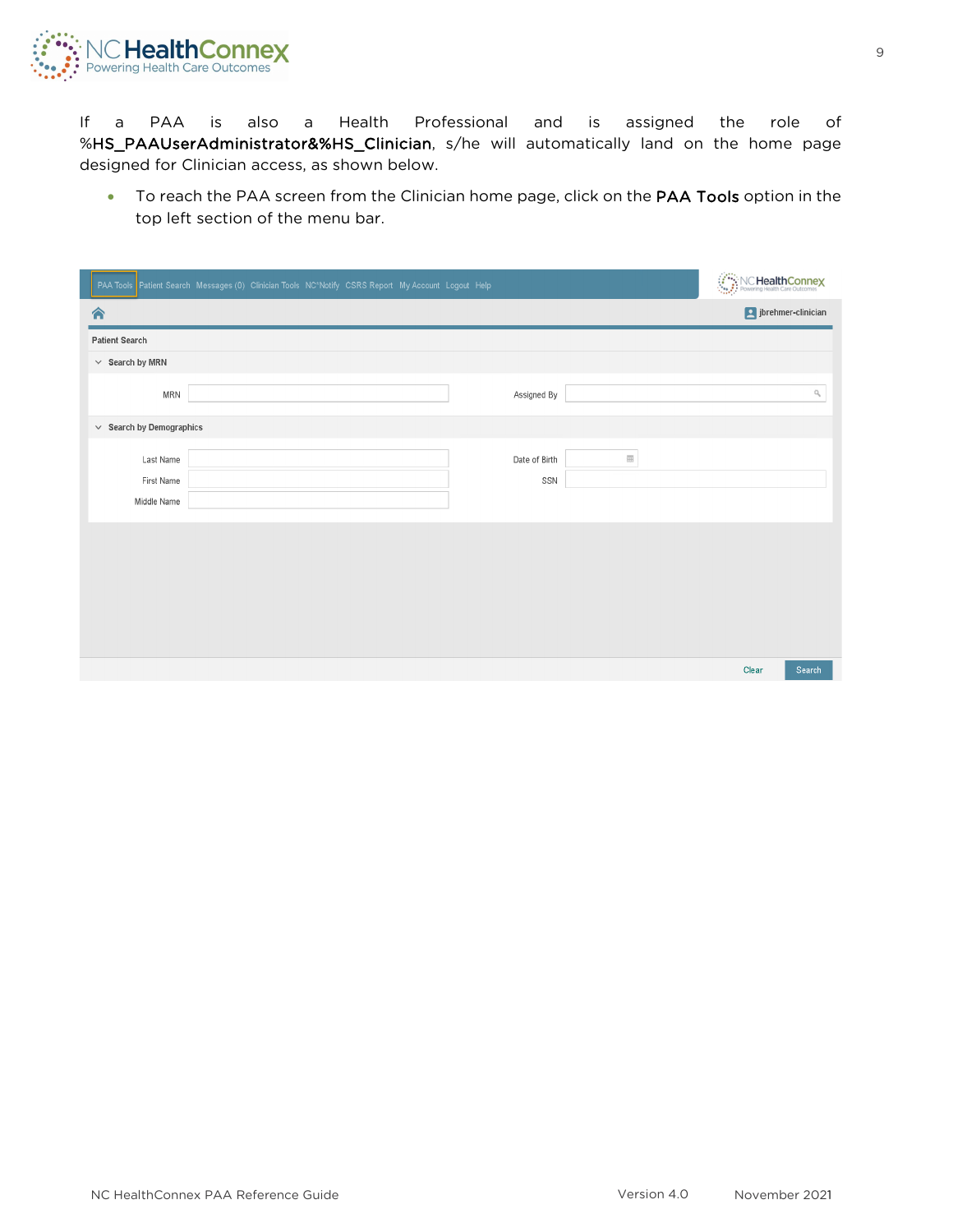If a PAA is also a Health Professional and is assigned the role of %HS_PAAUserAdministrator&%HS_Clinician, s/he will automatically land on the home page designed for Clinician access, as shown below.

- To reach the PAA screen from the Clinician home page, click on the **PAA Tools** option in the top left section of the menu bar.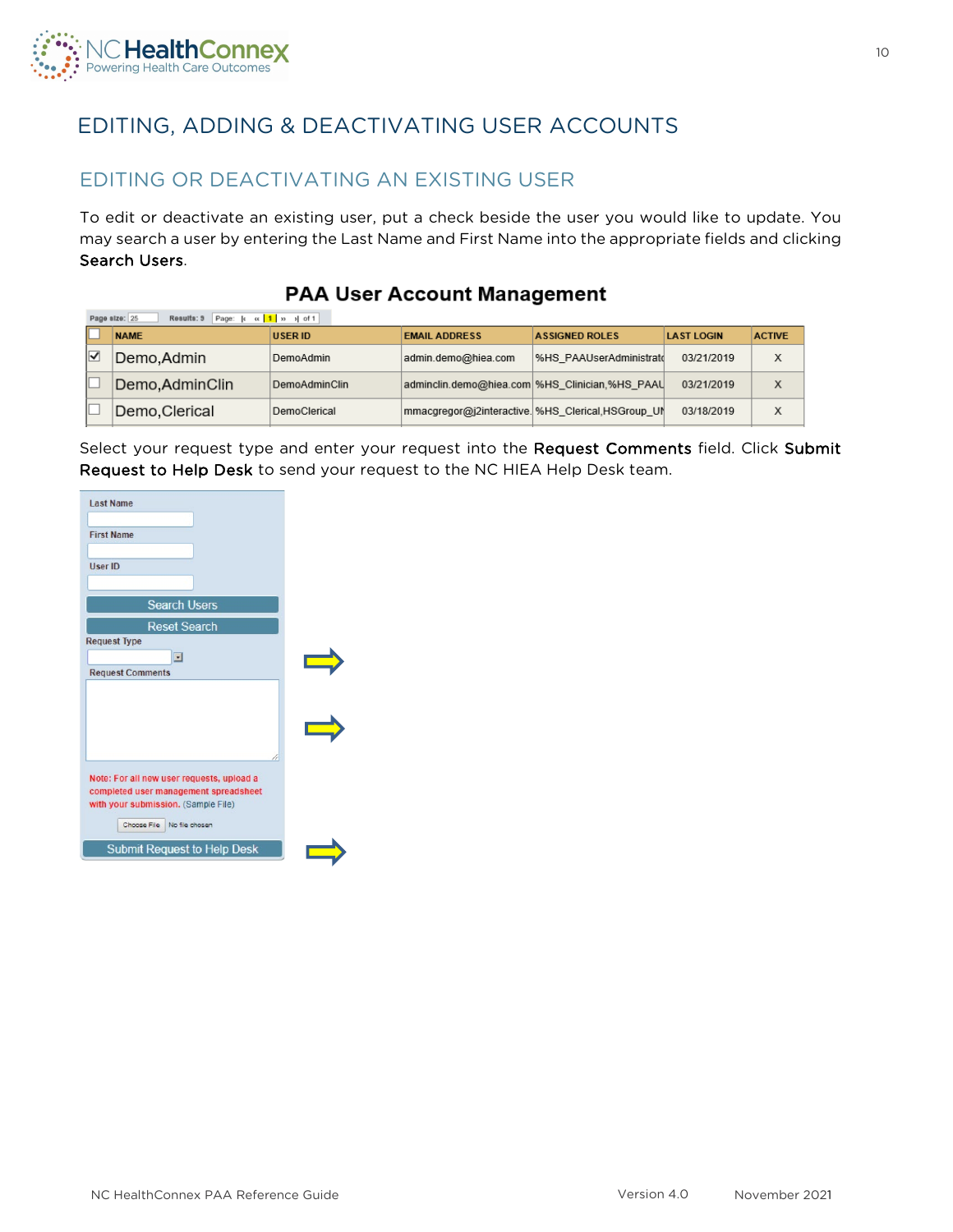# EDITING, ADDING & DEACTIVATING USER ACCOUNTS

## EDITING OR DEACTIVATING AN EXISTING USER

To edit or deactivate an existing user, put a check beside the user you would like to update. You may search a user by entering the Last Name and First Name into the appropriate fields and clicking **Search Users**.

**PAA User Account Management**

Page size: 25 Results: 9 Page: 1 of 1

| ☐ | NAME | USER ID | EMAIL ADDRESS | ASSIGNED ROLES | LAST LOGIN | ACTIVE |
|---|---|---|---|---|---|---|
| ☑ | Demo,Admin | DemoAdmin | admin.demo@hiea.com | %HS_PAAUserAdministrato | 03/21/2019 | X |
| ☐ | Demo,AdminClin | DemoAdminClin | adminclin.demo@hiea.com | %HS_Clinician,%HS_PAAU | 03/21/2019 | X |
| ☐ | Demo,Clerical | DemoClerical | mmacgregor@j2interactive. | %HS_Clerical,HSGroup_UI | 03/18/2019 | X |

Select your request type and enter your request into the **Request Comments** field. Click **Submit Request to Help Desk** to send your request to the NC HIEA Help Desk team.

Last Name

First Name

User ID

Search Users

Reset Search

Request Type

Request Comments

Note: For all new user requests, upload a completed user management spreadsheet with your submission. (Sample File)

Choose File No file chosen

Submit Request to Help Desk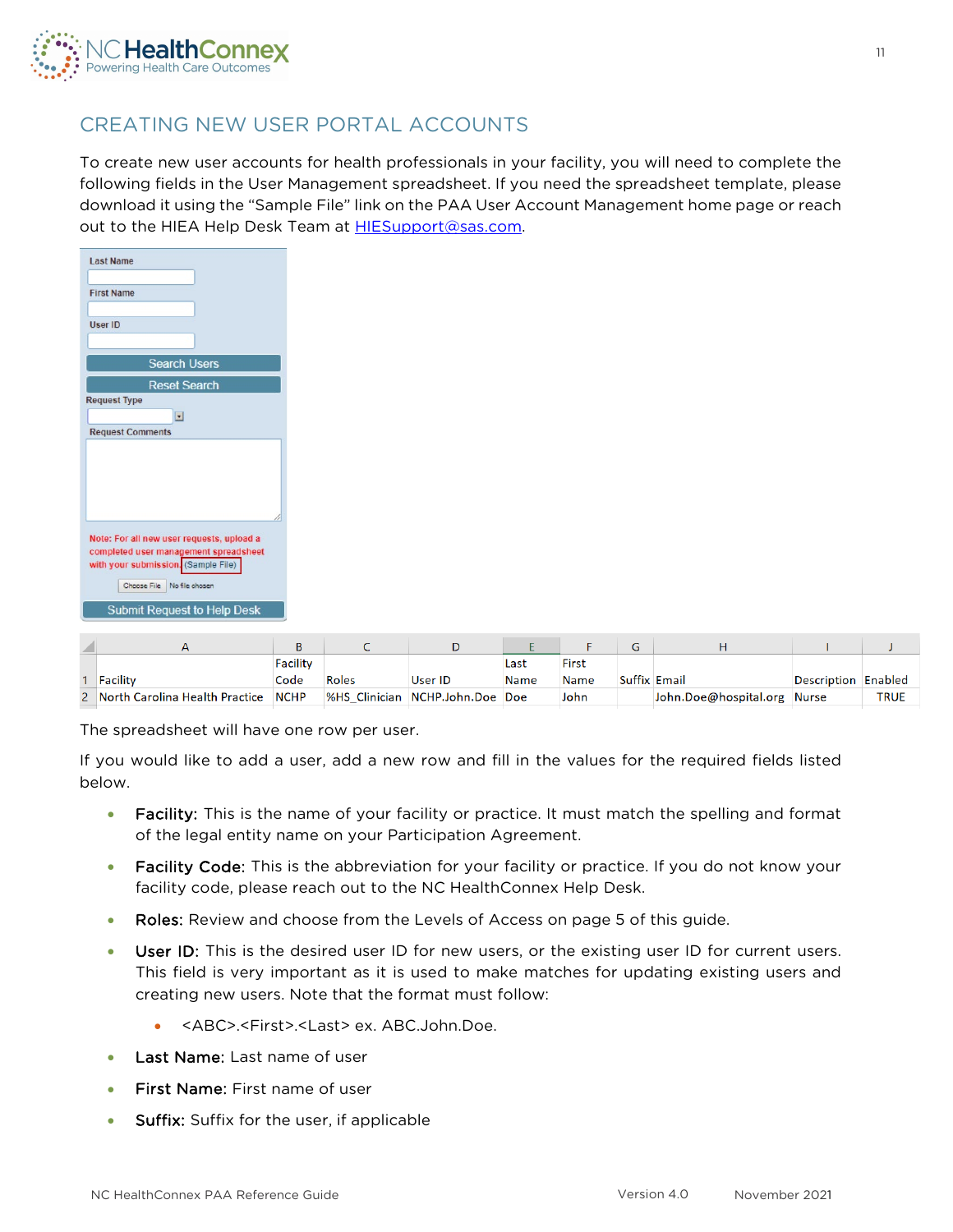## CREATING NEW USER PORTAL ACCOUNTS

To create new user accounts for health professionals in your facility, you will need to complete the following fields in the User Management spreadsheet. If you need the spreadsheet template, please download it using the "Sample File" link on the PAA User Account Management home page or reach out to the HIEA Help Desk Team at HIESupport@sas.com.

|   | A | B | C | D | E | F | G | H | I | J |
|---|---|---|---|---|---|---|---|---|---|---|
| 1 | Facility | Facility Code | Roles | User ID | Last Name | First Name | Suffix | Email | Description | Enabled |
| 2 | North Carolina Health Practice | NCHP | %HS_Clinician | NCHP.John.Doe | Doe | John | | John.Doe@hospital.org | Nurse | TRUE |

The spreadsheet will have one row per user.

If you would like to add a user, add a new row and fill in the values for the required fields listed below.

- **Facility:** This is the name of your facility or practice. It must match the spelling and format of the legal entity name on your Participation Agreement.
- **Facility Code:** This is the abbreviation for your facility or practice. If you do not know your facility code, please reach out to the NC HealthConnex Help Desk.
- **Roles:** Review and choose from the Levels of Access on page 5 of this guide.
- **User ID:** This is the desired user ID for new users, or the existing user ID for current users. This field is very important as it is used to make matches for updating existing users and creating new users. Note that the format must follow:
  - <ABC>.<First>.<Last> ex. ABC.John.Doe.
- **Last Name:** Last name of user
- **First Name:** First name of user
- **Suffix:** Suffix for the user, if applicable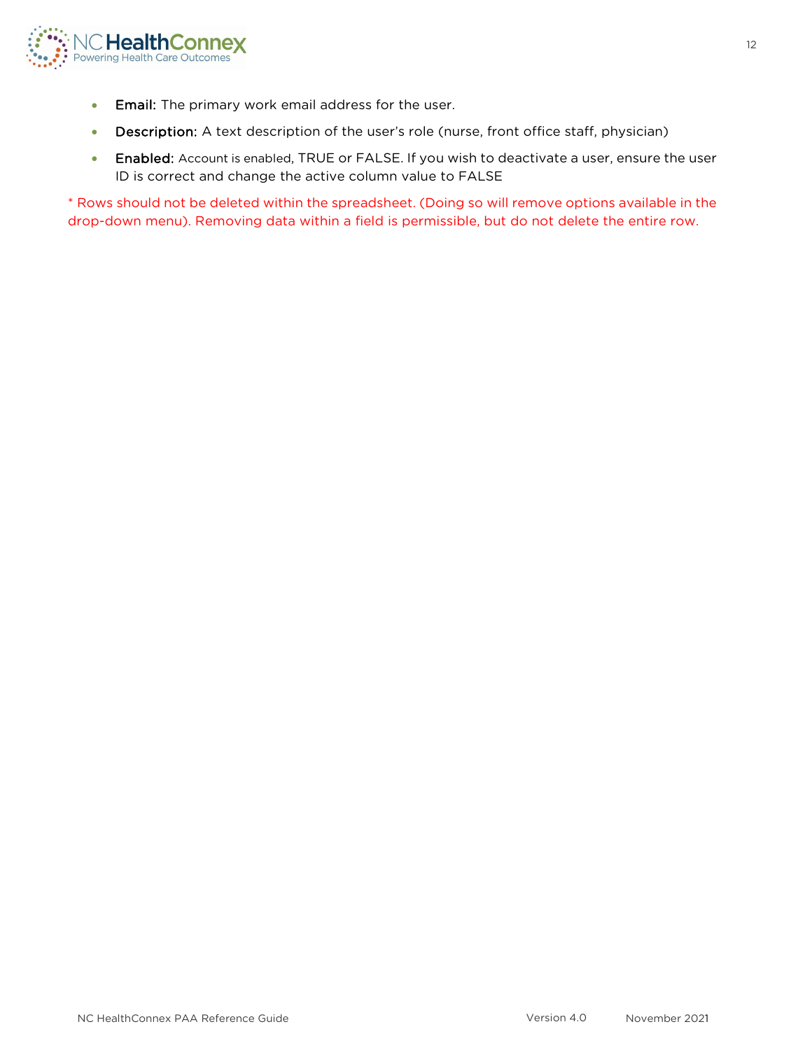- **Email:** The primary work email address for the user.
- **Description:** A text description of the user's role (nurse, front office staff, physician)
- **Enabled:** Account is enabled, TRUE or FALSE. If you wish to deactivate a user, ensure the user ID is correct and change the active column value to FALSE

* Rows should not be deleted within the spreadsheet. (Doing so will remove options available in the drop-down menu). Removing data within a field is permissible, but do not delete the entire row.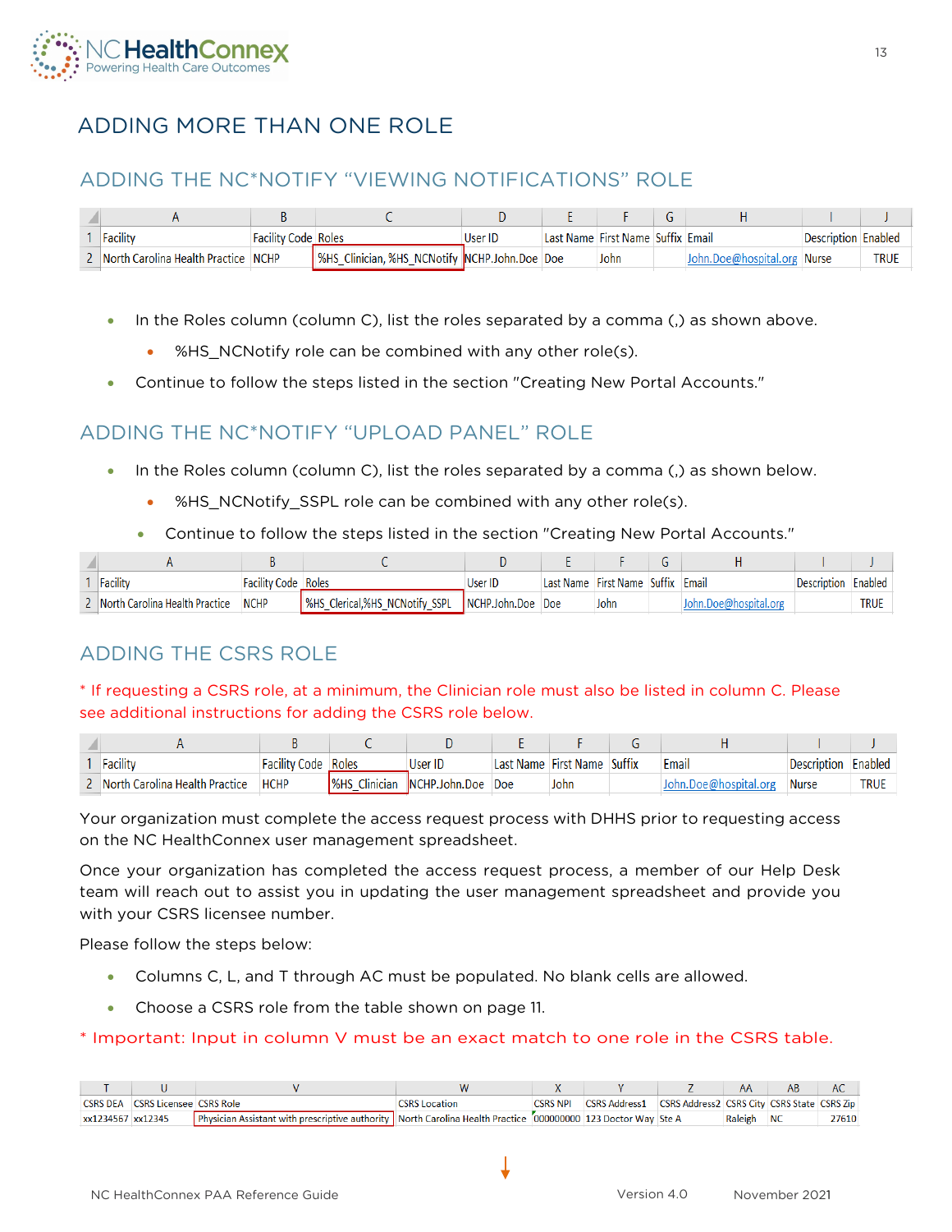# ADDING MORE THAN ONE ROLE

## ADDING THE NC*NOTIFY "VIEWING NOTIFICATIONS" ROLE

| | A | B | C | D | E | F | G | H | I | J |
|---|---|---|---|---|---|---|---|---|---|---|
| 1 | Facility | Facility Code | Roles | User ID | Last Name | First Name | Suffix | Email | Description | Enabled |
| 2 | North Carolina Health Practice | NCHP | %HS_Clinician, %HS_NCNotify | NCHP.John.Doe | Doe | John | | John.Doe@hospital.org | Nurse | TRUE |

- In the Roles column (column C), list the roles separated by a comma (,) as shown above.
  - %HS_NCNotify role can be combined with any other role(s).
- Continue to follow the steps listed in the section "Creating New Portal Accounts."

## ADDING THE NC*NOTIFY "UPLOAD PANEL" ROLE

- In the Roles column (column C), list the roles separated by a comma (,) as shown below.
  - %HS_NCNotify_SSPL role can be combined with any other role(s).
  - Continue to follow the steps listed in the section "Creating New Portal Accounts."

| | A | B | C | D | E | F | G | H | I | J |
|---|---|---|---|---|---|---|---|---|---|---|
| 1 | Facility | Facility Code | Roles | User ID | Last Name | First Name | Suffix | Email | Description | Enabled |
| 2 | North Carolina Health Practice | NCHP | %HS_Clerical,%HS_NCNotify_SSPL | NCHP.John.Doe | Doe | John | | John.Doe@hospital.org | | TRUE |

## ADDING THE CSRS ROLE

\* If requesting a CSRS role, at a minimum, the Clinician role must also be listed in column C. Please see additional instructions for adding the CSRS role below.

| | A | B | C | D | E | F | G | H | I | J |
|---|---|---|---|---|---|---|---|---|---|---|
| 1 | Facility | Facility Code | Roles | User ID | Last Name | First Name | Suffix | Email | Description | Enabled |
| 2 | North Carolina Health Practice | HCHP | %HS_Clinician | NCHP.John.Doe | Doe | John | | John.Doe@hospital.org | Nurse | TRUE |

Your organization must complete the access request process with DHHS prior to requesting access on the NC HealthConnex user management spreadsheet.

Once your organization has completed the access request process, a member of our Help Desk team will reach out to assist you in updating the user management spreadsheet and provide you with your CSRS licensee number.

Please follow the steps below:

- Columns C, L, and T through AC must be populated. No blank cells are allowed.
- Choose a CSRS role from the table shown on page 11.

\* Important: Input in column V must be an exact match to one role in the CSRS table.

| T | U | V | W | X | Y | Z | AA | AB | AC |
|---|---|---|---|---|---|---|---|---|---|
| CSRS DEA | CSRS Licensee | CSRS Role | CSRS Location | CSRS NPI | CSRS Address1 | CSRS Address2 | CSRS City | CSRS State | CSRS Zip |
| xx1234567 | xx12345 | Physician Assistant with prescriptive authority | North Carolina Health Practice | 000000000 | 123 Doctor Way | Ste A | Raleigh | NC | 27610 |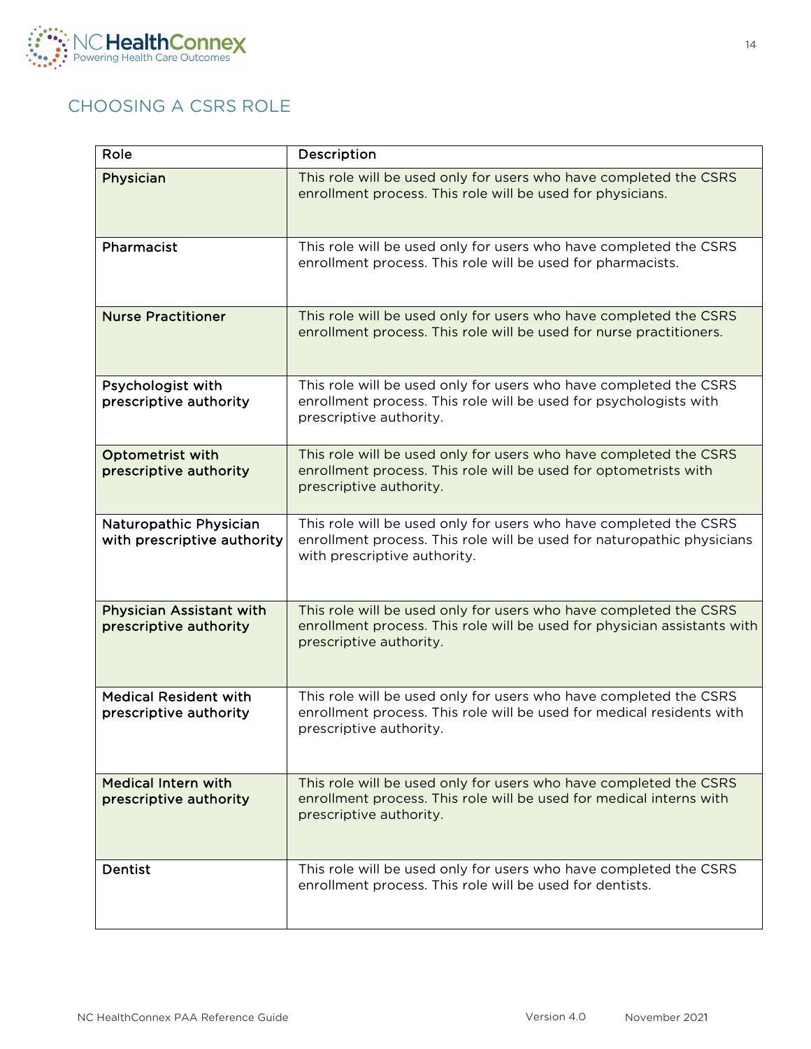## CHOOSING A CSRS ROLE

| Role | Description |
|---|---|
| **Physician** | This role will be used only for users who have completed the CSRS enrollment process. This role will be used for physicians. |
| **Pharmacist** | This role will be used only for users who have completed the CSRS enrollment process. This role will be used for pharmacists. |
| **Nurse Practitioner** | This role will be used only for users who have completed the CSRS enrollment process. This role will be used for nurse practitioners. |
| **Psychologist with prescriptive authority** | This role will be used only for users who have completed the CSRS enrollment process. This role will be used for psychologists with prescriptive authority. |
| **Optometrist with prescriptive authority** | This role will be used only for users who have completed the CSRS enrollment process. This role will be used for optometrists with prescriptive authority. |
| **Naturopathic Physician with prescriptive authority** | This role will be used only for users who have completed the CSRS enrollment process. This role will be used for naturopathic physicians with prescriptive authority. |
| **Physician Assistant with prescriptive authority** | This role will be used only for users who have completed the CSRS enrollment process. This role will be used for physician assistants with prescriptive authority. |
| **Medical Resident with prescriptive authority** | This role will be used only for users who have completed the CSRS enrollment process. This role will be used for medical residents with prescriptive authority. |
| **Medical Intern with prescriptive authority** | This role will be used only for users who have completed the CSRS enrollment process. This role will be used for medical interns with prescriptive authority. |
| **Dentist** | This role will be used only for users who have completed the CSRS enrollment process. This role will be used for dentists. |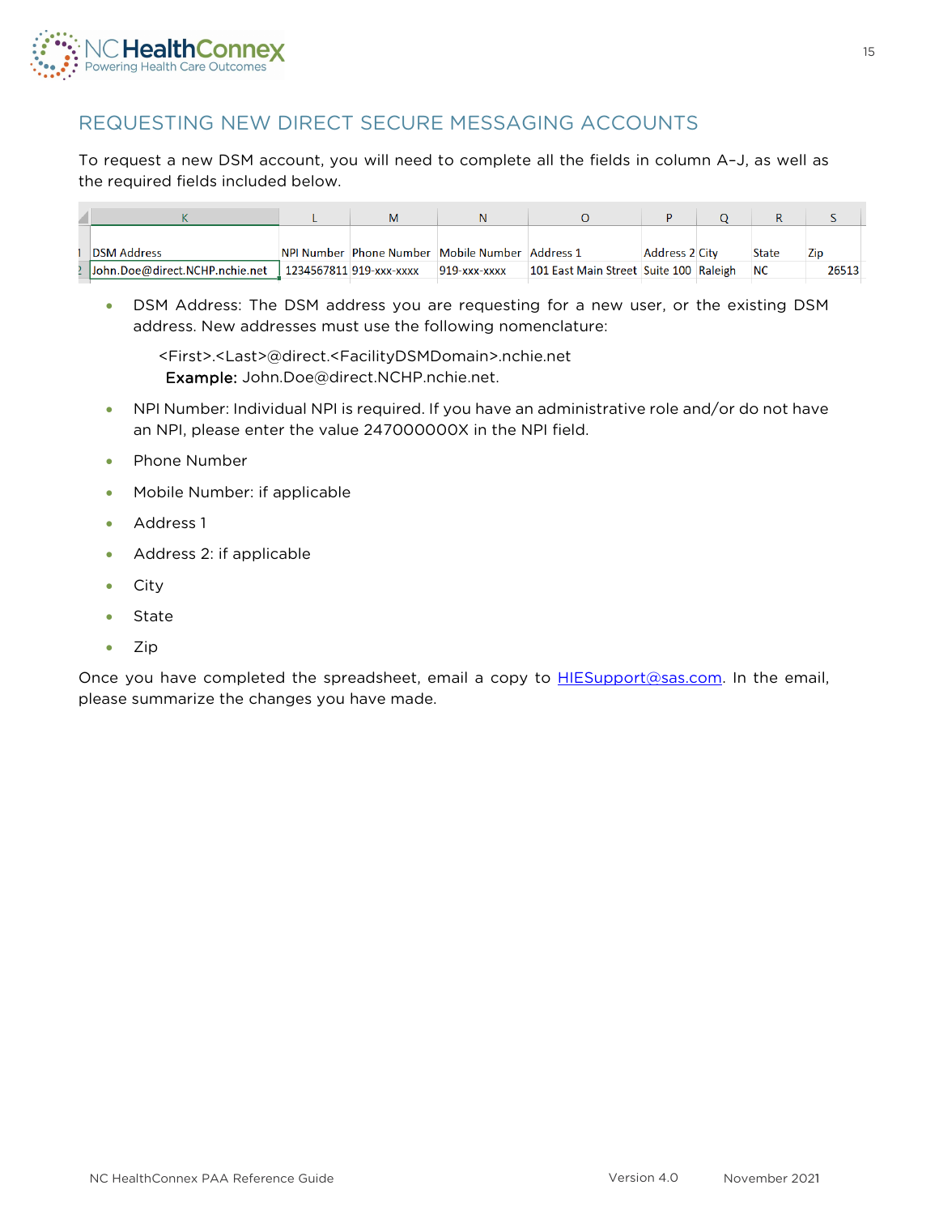## REQUESTING NEW DIRECT SECURE MESSAGING ACCOUNTS

To request a new DSM account, you will need to complete all the fields in column A–J, as well as the required fields included below.

| | K | L | M | N | O | P | Q | R | S |
|---|---|---|---|---|---|---|---|---|---|
| 1 | DSM Address | NPI Number | Phone Number | Mobile Number | Address 1 | Address 2 | City | State | Zip |
| 2 | John.Doe@direct.NCHP.nchie.net | 1234567811 | 919-xxx-xxxx | 919-xxx-xxxx | 101 East Main Street | Suite 100 | Raleigh | NC | 26513 |

- DSM Address: The DSM address you are requesting for a new user, or the existing DSM address. New addresses must use the following nomenclature:

  <First>.<Last>@direct.<FacilityDSMDomain>.nchie.net
  **Example:** John.Doe@direct.NCHP.nchie.net.

- NPI Number: Individual NPI is required. If you have an administrative role and/or do not have an NPI, please enter the value 247000000X in the NPI field.
- Phone Number
- Mobile Number: if applicable
- Address 1
- Address 2: if applicable
- City
- State
- Zip

Once you have completed the spreadsheet, email a copy to HIESupport@sas.com. In the email, please summarize the changes you have made.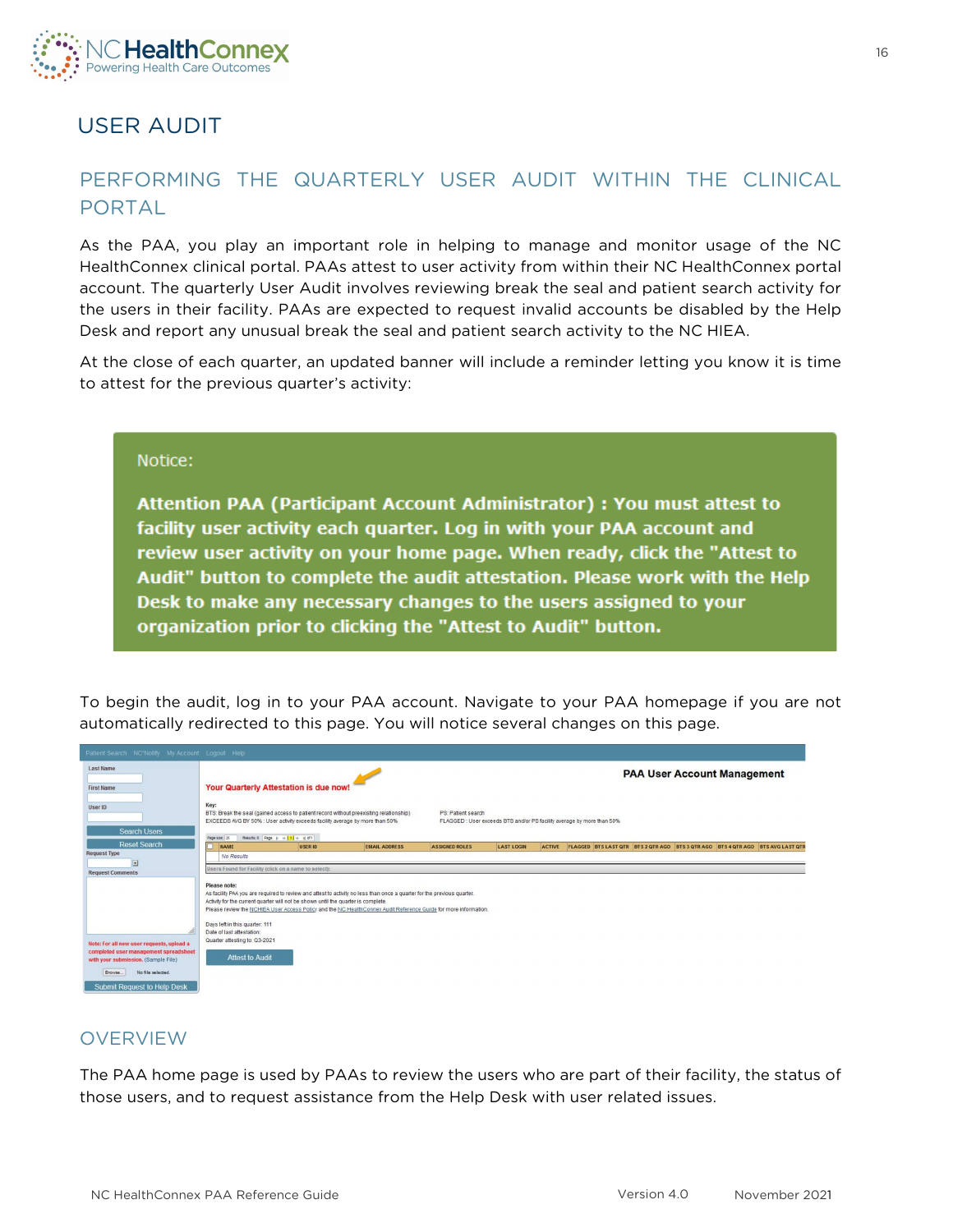# USER AUDIT

## PERFORMING THE QUARTERLY USER AUDIT WITHIN THE CLINICAL PORTAL

As the PAA, you play an important role in helping to manage and monitor usage of the NC HealthConnex clinical portal. PAAs attest to user activity from within their NC HealthConnex portal account. The quarterly User Audit involves reviewing break the seal and patient search activity for the users in their facility. PAAs are expected to request invalid accounts be disabled by the Help Desk and report any unusual break the seal and patient search activity to the NC HIEA.

At the close of each quarter, an updated banner will include a reminder letting you know it is time to attest for the previous quarter's activity:

> Notice:
>
> **Attention PAA (Participant Account Administrator) : You must attest to facility user activity each quarter. Log in with your PAA account and review user activity on your home page. When ready, click the "Attest to Audit" button to complete the audit attestation. Please work with the Help Desk to make any necessary changes to the users assigned to your organization prior to clicking the "Attest to Audit" button.**

To begin the audit, log in to your PAA account. Navigate to your PAA homepage if you are not automatically redirected to this page. You will notice several changes on this page.

## OVERVIEW

The PAA home page is used by PAAs to review the users who are part of their facility, the status of those users, and to request assistance from the Help Desk with user related issues.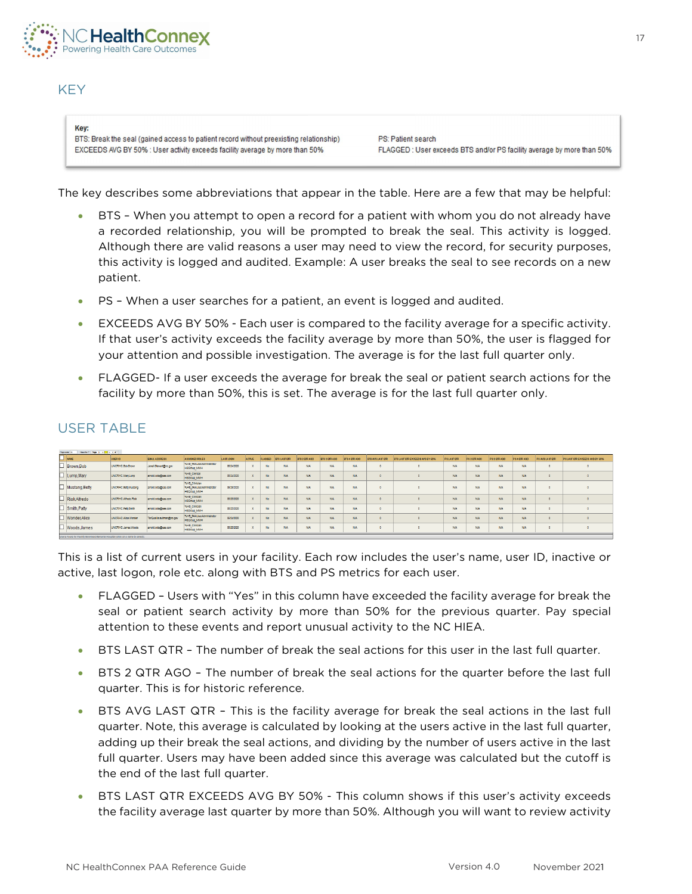## KEY

Key:
BTS: Break the seal (gained access to patient record without preexisting relationship)
EXCEEDS AVG BY 50% : User activity exceeds facility average by more than 50%
PS: Patient search
FLAGGED : User exceeds BTS and/or PS facility average by more than 50%

The key describes some abbreviations that appear in the table. Here are a few that may be helpful:

- BTS – When you attempt to open a record for a patient with whom you do not already have a recorded relationship, you will be prompted to break the seal. This activity is logged. Although there are valid reasons a user may need to view the record, for security purposes, this activity is logged and audited. Example: A user breaks the seal to see records on a new patient.
- PS – When a user searches for a patient, an event is logged and audited.
- EXCEEDS AVG BY 50% - Each user is compared to the facility average for a specific activity. If that user's activity exceeds the facility average by more than 50%, the user is flagged for your attention and possible investigation. The average is for the last full quarter only.
- FLAGGED- If a user exceeds the average for break the seal or patient search actions for the facility by more than 50%, this is set. The average is for the last full quarter only.

## USER TABLE

This is a list of current users in your facility. Each row includes the user's name, user ID, inactive or active, last logon, role etc. along with BTS and PS metrics for each user.

- FLAGGED – Users with "Yes" in this column have exceeded the facility average for break the seal or patient search activity by more than 50% for the previous quarter. Pay special attention to these events and report unusual activity to the NC HIEA.
- BTS LAST QTR – The number of break the seal actions for this user in the last full quarter.
- BTS 2 QTR AGO – The number of break the seal actions for the quarter before the last full quarter. This is for historic reference.
- BTS AVG LAST QTR – This is the facility average for break the seal actions in the last full quarter. Note, this average is calculated by looking at the users active in the last full quarter, adding up their break the seal actions, and dividing by the number of users active in the last full quarter. Users may have been added since this average was calculated but the cutoff is the end of the last full quarter.
- BTS LAST QTR EXCEEDS AVG BY 50% - This column shows if this user's activity exceeds the facility average last quarter by more than 50%. Although you will want to review activity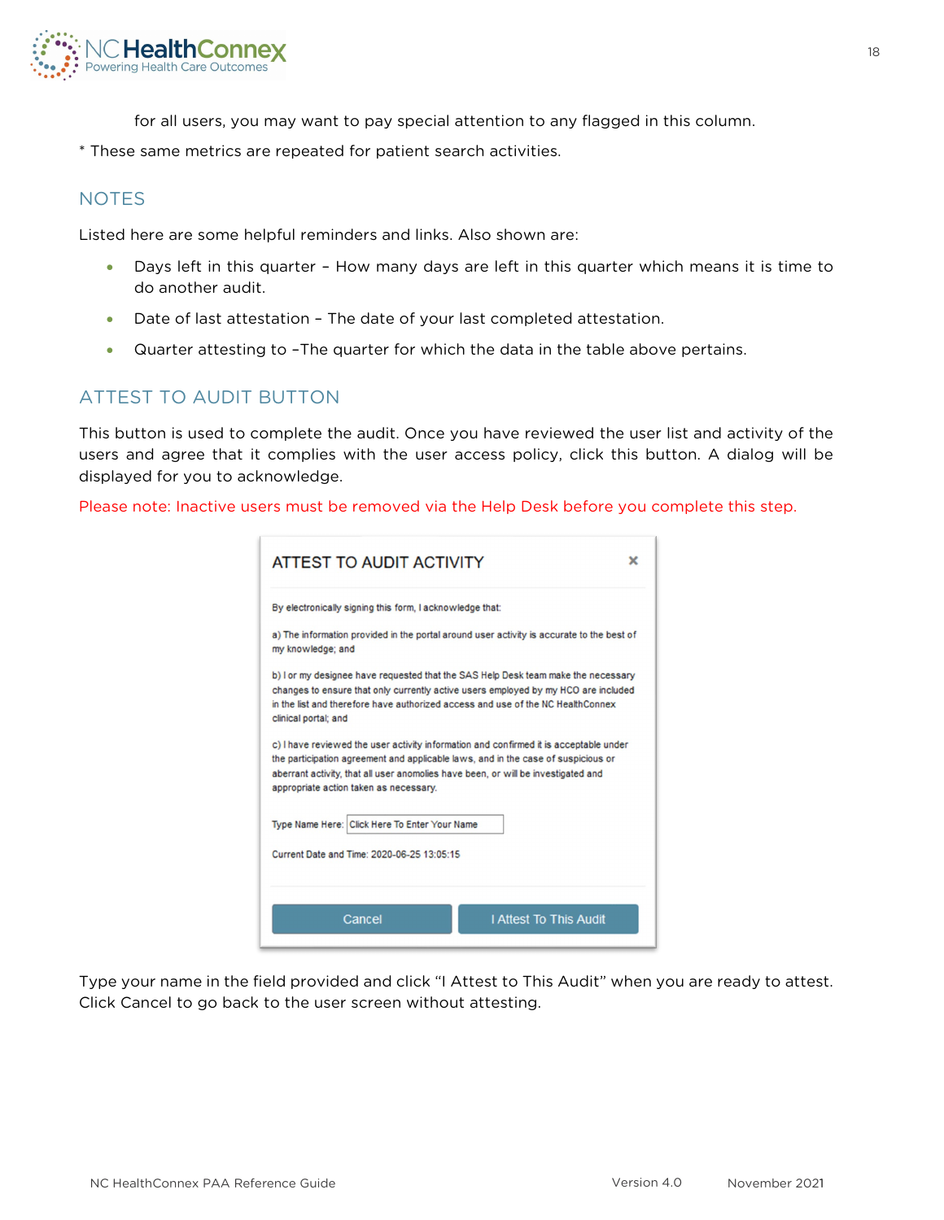for all users, you may want to pay special attention to any flagged in this column.

* These same metrics are repeated for patient search activities.

## NOTES

Listed here are some helpful reminders and links. Also shown are:

- Days left in this quarter – How many days are left in this quarter which means it is time to do another audit.
- Date of last attestation – The date of your last completed attestation.
- Quarter attesting to –The quarter for which the data in the table above pertains.

## ATTEST TO AUDIT BUTTON

This button is used to complete the audit. Once you have reviewed the user list and activity of the users and agree that it complies with the user access policy, click this button. A dialog will be displayed for you to acknowledge.

Please note: Inactive users must be removed via the Help Desk before you complete this step.

**ATTEST TO AUDIT ACTIVITY**

By electronically signing this form, I acknowledge that:

a) The information provided in the portal around user activity is accurate to the best of my knowledge; and

b) I or my designee have requested that the SAS Help Desk team make the necessary changes to ensure that only currently active users employed by my HCO are included in the list and therefore have authorized access and use of the NC HealthConnex clinical portal; and

c) I have reviewed the user activity information and confirmed it is acceptable under the participation agreement and applicable laws, and in the case of suspicious or aberrant activity, that all user anomolies have been, or will be investigated and appropriate action taken as necessary.

Type Name Here: Click Here To Enter Your Name

Current Date and Time: 2020-06-25 13:05:15

Cancel | I Attest To This Audit

Type your name in the field provided and click "I Attest to This Audit" when you are ready to attest. Click Cancel to go back to the user screen without attesting.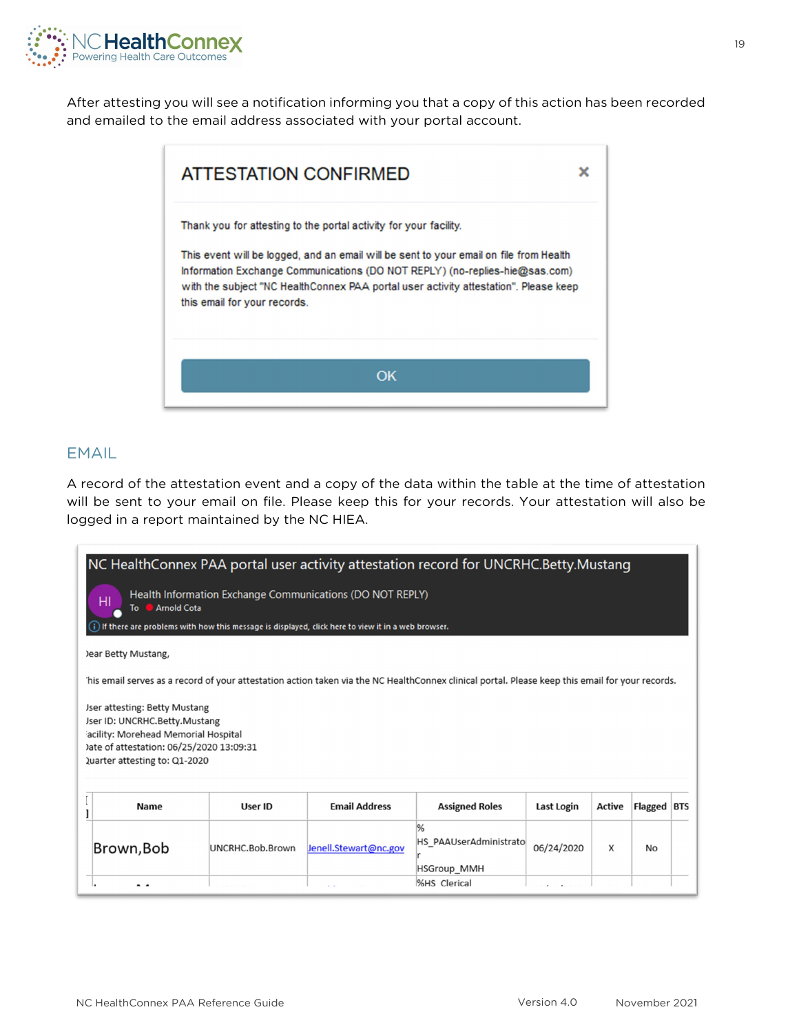After attesting you will see a notification informing you that a copy of this action has been recorded and emailed to the email address associated with your portal account.

**ATTESTATION CONFIRMED**

Thank you for attesting to the portal activity for your facility.

This event will be logged, and an email will be sent to your email on file from Health Information Exchange Communications (DO NOT REPLY) (no-replies-hie@sas.com) with the subject "NC HealthConnex PAA portal user activity attestation". Please keep this email for your records.

OK

## EMAIL

A record of the attestation event and a copy of the data within the table at the time of attestation will be sent to your email on file. Please keep this for your records. Your attestation will also be logged in a report maintained by the NC HIEA.

**NC HealthConnex PAA portal user activity attestation record for UNCRHC.Betty.Mustang**

Health Information Exchange Communications (DO NOT REPLY)
To Arnold Cota

If there are problems with how this message is displayed, click here to view it in a web browser.

Dear Betty Mustang,

This email serves as a record of your attestation action taken via the NC HealthConnex clinical portal. Please keep this email for your records.

User attesting: Betty Mustang
User ID: UNCRHC.Betty.Mustang
Facility: Morehead Memorial Hospital
Date of attestation: 06/25/2020 13:09:31
Quarter attesting to: Q1-2020

| Name | User ID | Email Address | Assigned Roles | Last Login | Active | Flagged | BTS |
|---|---|---|---|---|---|---|---|
| Brown,Bob | UNCRHC.Bob.Brown | Jenell.Stewart@nc.gov | %HS_PAAUserAdministrator HSGroup_MMH %HS_Clerical | 06/24/2020 | X | No | |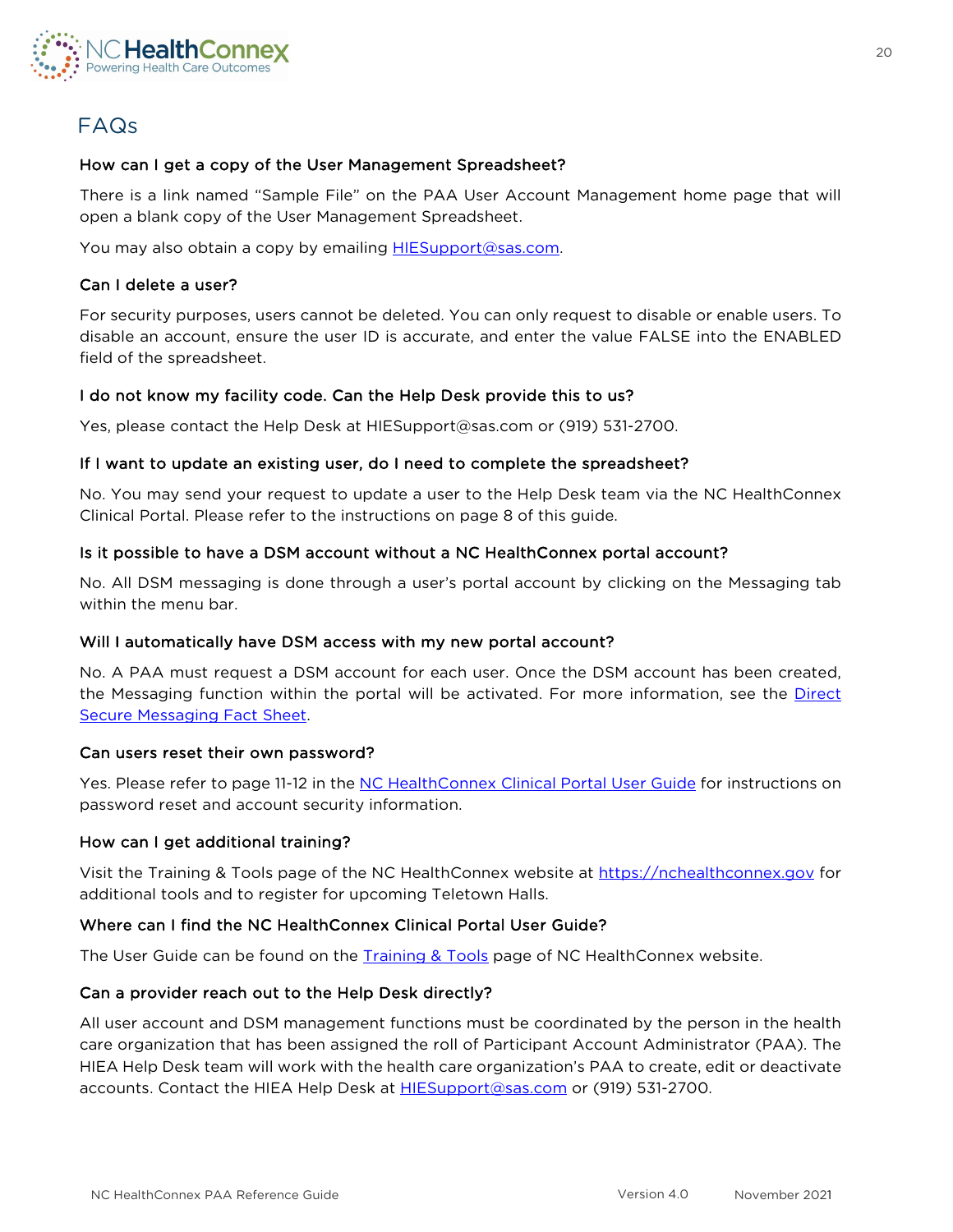## FAQs

### How can I get a copy of the User Management Spreadsheet?

There is a link named "Sample File" on the PAA User Account Management home page that will open a blank copy of the User Management Spreadsheet.

You may also obtain a copy by emailing HIESupport@sas.com.

### Can I delete a user?

For security purposes, users cannot be deleted. You can only request to disable or enable users. To disable an account, ensure the user ID is accurate, and enter the value FALSE into the ENABLED field of the spreadsheet.

### I do not know my facility code. Can the Help Desk provide this to us?

Yes, please contact the Help Desk at HIESupport@sas.com or (919) 531-2700.

### If I want to update an existing user, do I need to complete the spreadsheet?

No. You may send your request to update a user to the Help Desk team via the NC HealthConnex Clinical Portal. Please refer to the instructions on page 8 of this guide.

### Is it possible to have a DSM account without a NC HealthConnex portal account?

No. All DSM messaging is done through a user's portal account by clicking on the Messaging tab within the menu bar.

### Will I automatically have DSM access with my new portal account?

No. A PAA must request a DSM account for each user. Once the DSM account has been created, the Messaging function within the portal will be activated. For more information, see the Direct Secure Messaging Fact Sheet.

### Can users reset their own password?

Yes. Please refer to page 11-12 in the NC HealthConnex Clinical Portal User Guide for instructions on password reset and account security information.

### How can I get additional training?

Visit the Training & Tools page of the NC HealthConnex website at https://nchealthconnex.gov for additional tools and to register for upcoming Teletown Halls.

### Where can I find the NC HealthConnex Clinical Portal User Guide?

The User Guide can be found on the Training & Tools page of NC HealthConnex website.

### Can a provider reach out to the Help Desk directly?

All user account and DSM management functions must be coordinated by the person in the health care organization that has been assigned the roll of Participant Account Administrator (PAA). The HIEA Help Desk team will work with the health care organization's PAA to create, edit or deactivate accounts. Contact the HIEA Help Desk at HIESupport@sas.com or (919) 531-2700.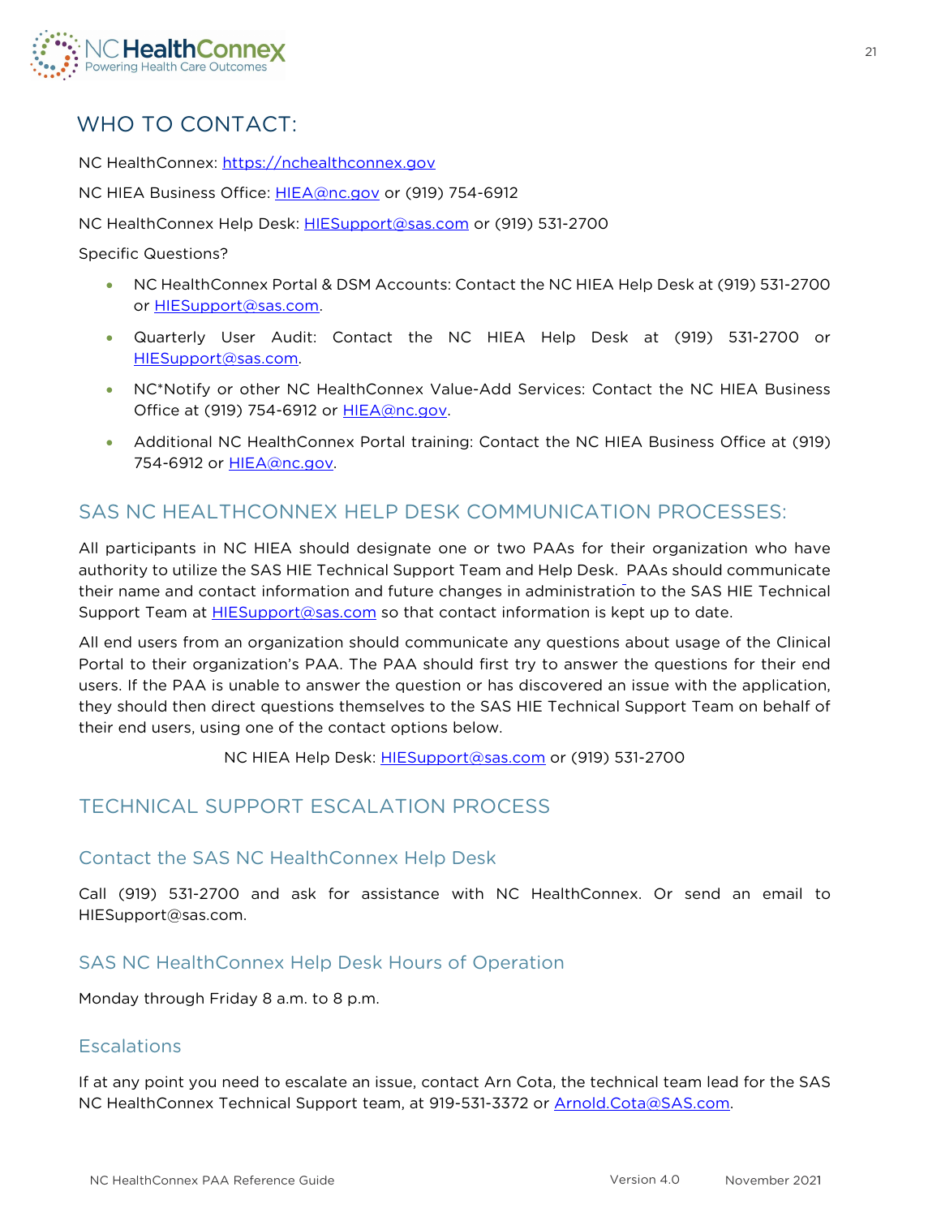## WHO TO CONTACT:

NC HealthConnex: https://nchealthconnex.gov

NC HIEA Business Office: HIEA@nc.gov or (919) 754-6912

NC HealthConnex Help Desk: HIESupport@sas.com or (919) 531-2700

Specific Questions?

- NC HealthConnex Portal & DSM Accounts: Contact the NC HIEA Help Desk at (919) 531-2700 or HIESupport@sas.com.
- Quarterly User Audit: Contact the NC HIEA Help Desk at (919) 531-2700 or HIESupport@sas.com.
- NC*Notify or other NC HealthConnex Value-Add Services: Contact the NC HIEA Business Office at (919) 754-6912 or HIEA@nc.gov.
- Additional NC HealthConnex Portal training: Contact the NC HIEA Business Office at (919) 754-6912 or HIEA@nc.gov.

## SAS NC HEALTHCONNEX HELP DESK COMMUNICATION PROCESSES:

All participants in NC HIEA should designate one or two PAAs for their organization who have authority to utilize the SAS HIE Technical Support Team and Help Desk. PAAs should communicate their name and contact information and future changes in administration to the SAS HIE Technical Support Team at HIESupport@sas.com so that contact information is kept up to date.

All end users from an organization should communicate any questions about usage of the Clinical Portal to their organization's PAA. The PAA should first try to answer the questions for their end users. If the PAA is unable to answer the question or has discovered an issue with the application, they should then direct questions themselves to the SAS HIE Technical Support Team on behalf of their end users, using one of the contact options below.

NC HIEA Help Desk: HIESupport@sas.com or (919) 531-2700

## TECHNICAL SUPPORT ESCALATION PROCESS

### Contact the SAS NC HealthConnex Help Desk

Call (919) 531-2700 and ask for assistance with NC HealthConnex. Or send an email to HIESupport@sas.com.

### SAS NC HealthConnex Help Desk Hours of Operation

Monday through Friday 8 a.m. to 8 p.m.

### Escalations

If at any point you need to escalate an issue, contact Arn Cota, the technical team lead for the SAS NC HealthConnex Technical Support team, at 919-531-3372 or Arnold.Cota@SAS.com.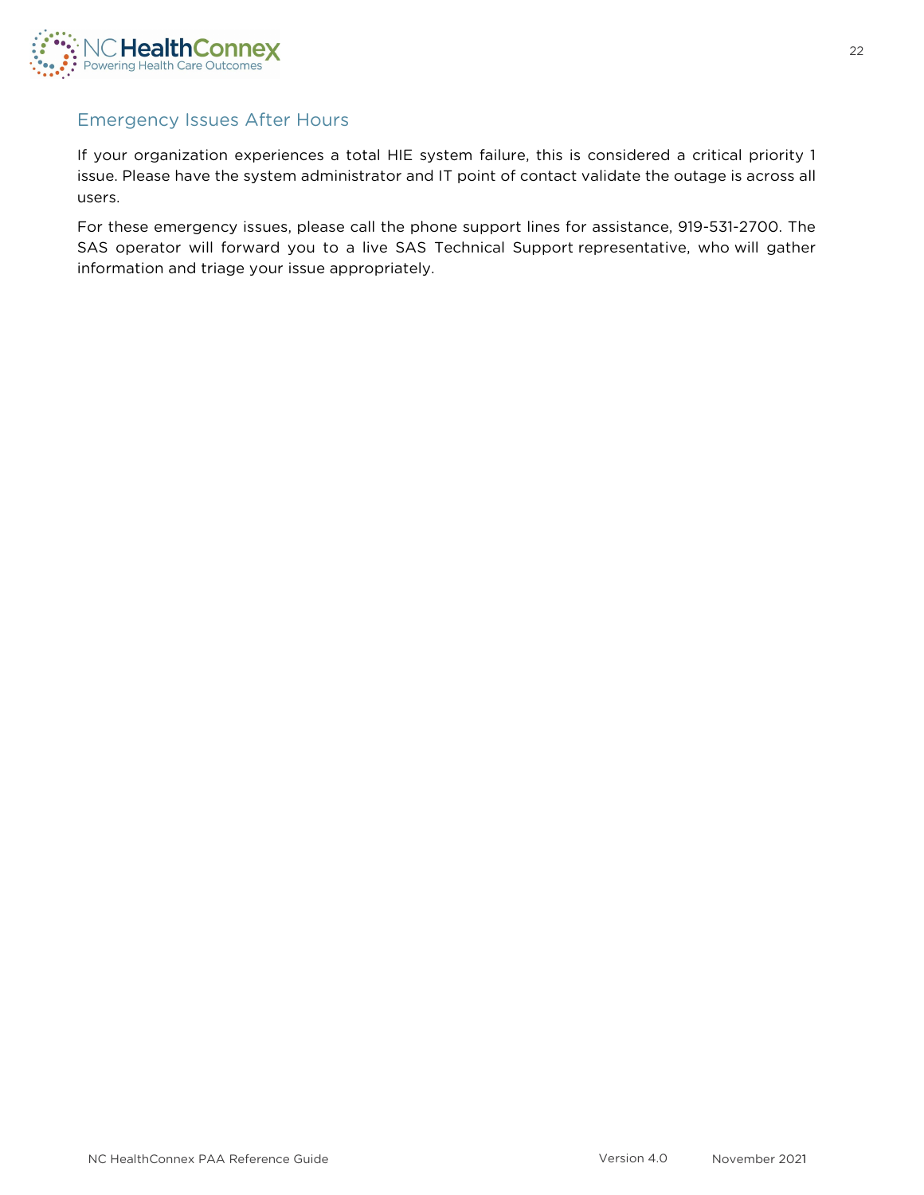## Emergency Issues After Hours

If your organization experiences a total HIE system failure, this is considered a critical priority 1 issue. Please have the system administrator and IT point of contact validate the outage is across all users.

For these emergency issues, please call the phone support lines for assistance, 919-531-2700. The SAS operator will forward you to a live SAS Technical Support representative, who will gather information and triage your issue appropriately.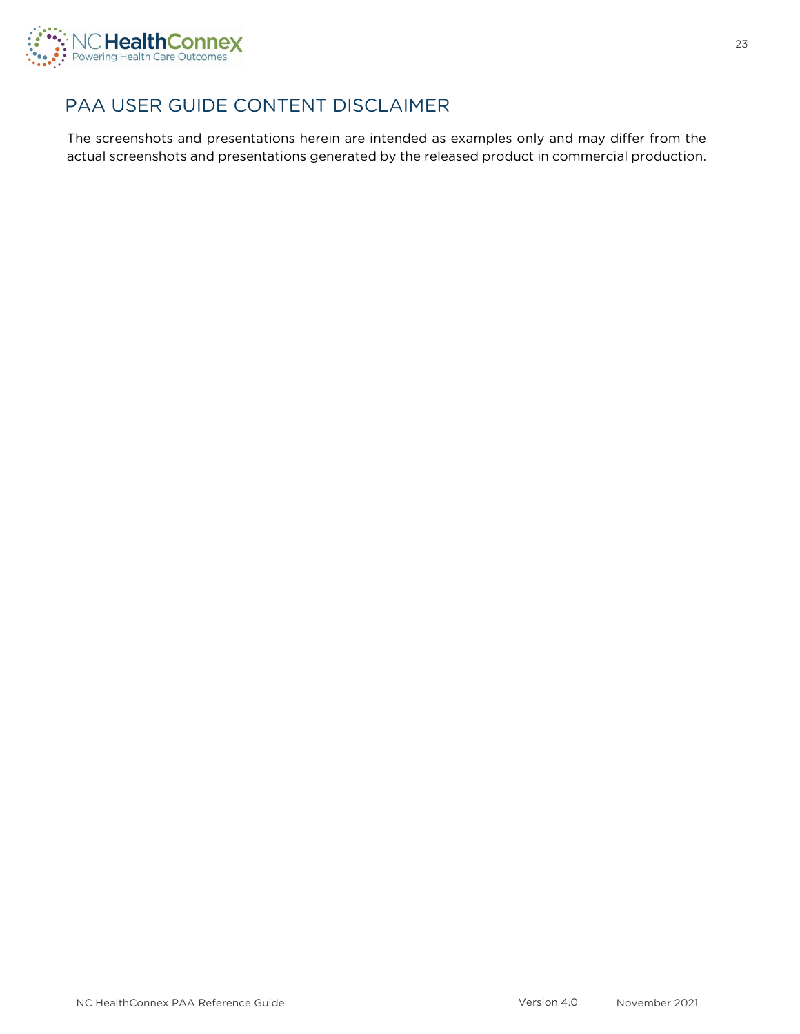# PAA USER GUIDE CONTENT DISCLAIMER

The screenshots and presentations herein are intended as examples only and may differ from the actual screenshots and presentations generated by the released product in commercial production.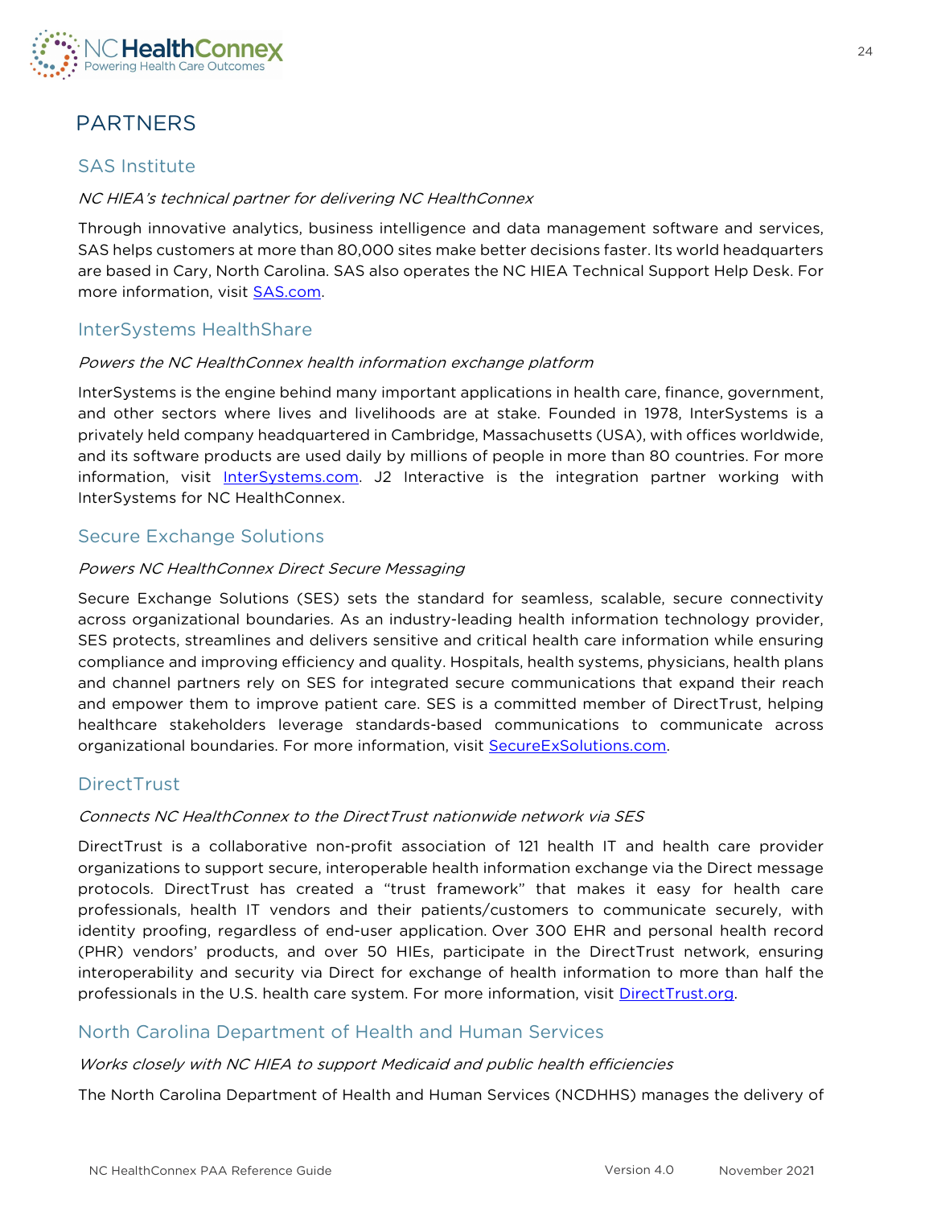# PARTNERS

## SAS Institute

*NC HIEA's technical partner for delivering NC HealthConnex*

Through innovative analytics, business intelligence and data management software and services, SAS helps customers at more than 80,000 sites make better decisions faster. Its world headquarters are based in Cary, North Carolina. SAS also operates the NC HIEA Technical Support Help Desk. For more information, visit [SAS.com](SAS.com).

## InterSystems HealthShare

*Powers the NC HealthConnex health information exchange platform*

InterSystems is the engine behind many important applications in health care, finance, government, and other sectors where lives and livelihoods are at stake. Founded in 1978, InterSystems is a privately held company headquartered in Cambridge, Massachusetts (USA), with offices worldwide, and its software products are used daily by millions of people in more than 80 countries. For more information, visit [InterSystems.com](InterSystems.com). J2 Interactive is the integration partner working with InterSystems for NC HealthConnex.

## Secure Exchange Solutions

*Powers NC HealthConnex Direct Secure Messaging*

Secure Exchange Solutions (SES) sets the standard for seamless, scalable, secure connectivity across organizational boundaries. As an industry-leading health information technology provider, SES protects, streamlines and delivers sensitive and critical health care information while ensuring compliance and improving efficiency and quality. Hospitals, health systems, physicians, health plans and channel partners rely on SES for integrated secure communications that expand their reach and empower them to improve patient care. SES is a committed member of DirectTrust, helping healthcare stakeholders leverage standards-based communications to communicate across organizational boundaries. For more information, visit [SecureExSolutions.com](SecureExSolutions.com).

## DirectTrust

*Connects NC HealthConnex to the DirectTrust nationwide network via SES*

DirectTrust is a collaborative non-profit association of 121 health IT and health care provider organizations to support secure, interoperable health information exchange via the Direct message protocols. DirectTrust has created a "trust framework" that makes it easy for health care professionals, health IT vendors and their patients/customers to communicate securely, with identity proofing, regardless of end-user application. Over 300 EHR and personal health record (PHR) vendors' products, and over 50 HIEs, participate in the DirectTrust network, ensuring interoperability and security via Direct for exchange of health information to more than half the professionals in the U.S. health care system. For more information, visit [DirectTrust.org](DirectTrust.org).

## North Carolina Department of Health and Human Services

*Works closely with NC HIEA to support Medicaid and public health efficiencies*

The North Carolina Department of Health and Human Services (NCDHHS) manages the delivery of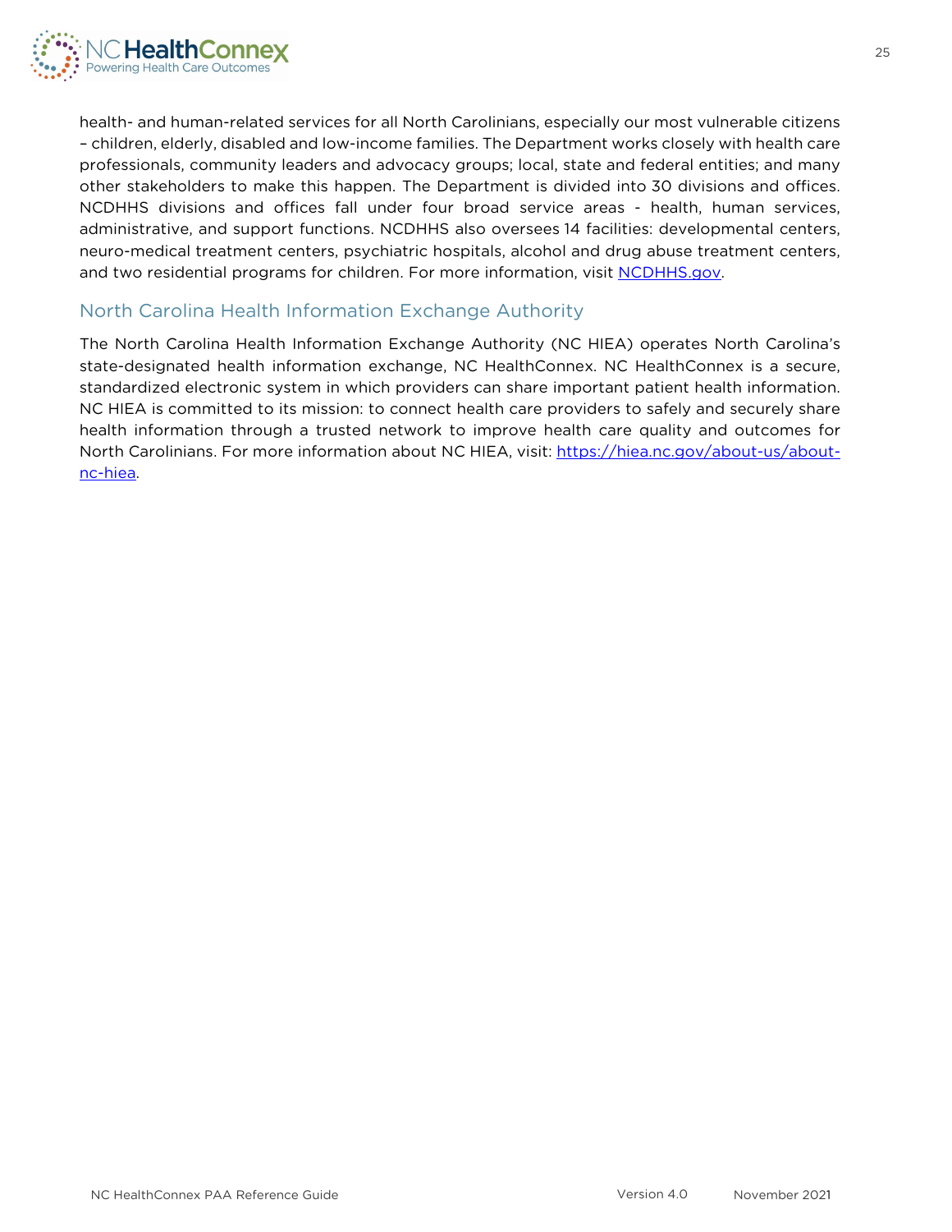health- and human-related services for all North Carolinians, especially our most vulnerable citizens – children, elderly, disabled and low-income families. The Department works closely with health care professionals, community leaders and advocacy groups; local, state and federal entities; and many other stakeholders to make this happen. The Department is divided into 30 divisions and offices. NCDHHS divisions and offices fall under four broad service areas - health, human services, administrative, and support functions. NCDHHS also oversees 14 facilities: developmental centers, neuro-medical treatment centers, psychiatric hospitals, alcohol and drug abuse treatment centers, and two residential programs for children. For more information, visit [NCDHHS.gov](https://www.ncdhhs.gov).

## North Carolina Health Information Exchange Authority

The North Carolina Health Information Exchange Authority (NC HIEA) operates North Carolina's state-designated health information exchange, NC HealthConnex. NC HealthConnex is a secure, standardized electronic system in which providers can share important patient health information. NC HIEA is committed to its mission: to connect health care providers to safely and securely share health information through a trusted network to improve health care quality and outcomes for North Carolinians. For more information about NC HIEA, visit: [https://hiea.nc.gov/about-us/about-nc-hiea](https://hiea.nc.gov/about-us/about-nc-hiea).